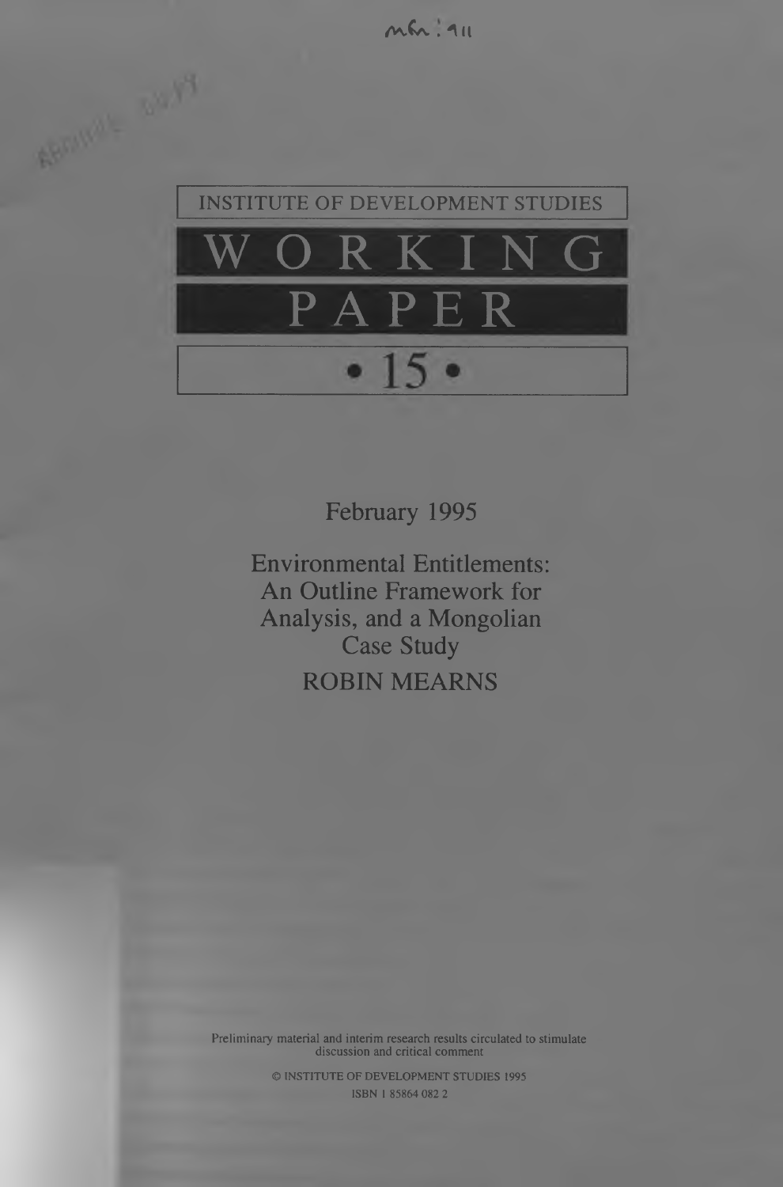INSTITUTE OF DEVELOPMENT STUDIES

# WORKING PAPER

# • 15 •

February 1995

## Environmental Entitlements: An Outline Framework for Analysis, and a Mongolian Case Study

ROBIN MEARNS

Preliminary material and interim research results circulated to stimulate discussion and critical comment

© INSTITUTE OF DEVELOPMENT STUDIES 1995

ISBN 1 85864 082 2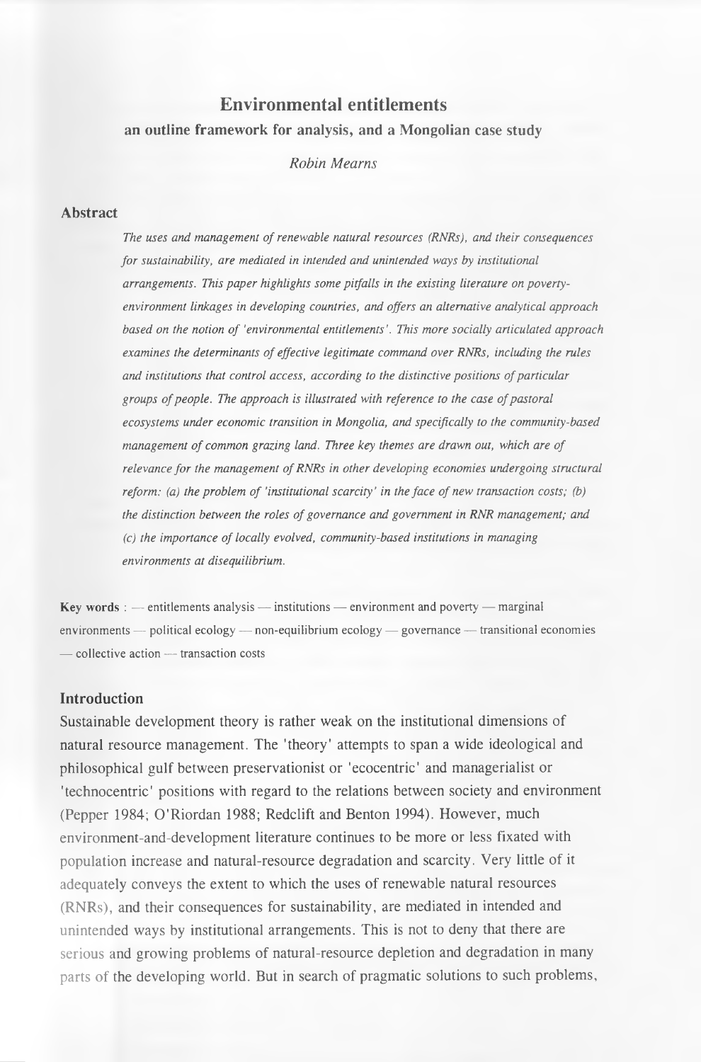# Environmental entitlements

## an outline framework for analysis, and a Mongolian case study

*Robin Mearns*

### Abstract

*The uses and management of renewable natural resources (RNRs), and their consequences for sustainability, are mediated in intended and unintended ways by institutional arrangements. This paper highlights some pitfalls in the existing literature on poverty-environment linkages in developing countries, and offers an alternative analytical approach based on the notion of 'environmental entitlements'. This more socially articulated approach examines the determinants of effective legitimate command over RNRs, including the rules and institutions that control access, according to the distinctive positions of particular groups of people. The approach is illustrated with reference to the case of pastoral ecosystems under economic transition in Mongolia, and specifically to the community-based management of common grazing land. Three key themes are drawn out, which are of relevance for the management of RNRs in other developing economies undergoing structural reform: (a) the problem of 'institutional scarcity' in the face of new transaction costs; (b) the distinction between the roles of governance and government in RNR management; and (c) the importance of locally evolved, community-based institutions in managing environments at disequilibrium.*

**Key words** : — entitlements analysis — institutions — environment and poverty — marginal environments — political ecology — non-equilibrium ecology — governance — transitional economies — collective action — transaction costs

### Introduction

Sustainable development theory is rather weak on the institutional dimensions of natural resource management. The 'theory' attempts to span a wide ideological and philosophical gulf between preservationist or 'ecocentric' and managerialist or 'technocentric' positions with regard to the relations between society and environment (Pepper 1984; O'Riordan 1988; Redclift and Benton 1994). However, much environment-and-development literature continues to be more or less fixated with population increase and natural-resource degradation and scarcity. Very little of it adequately conveys the extent to which the uses of renewable natural resources (RNRs), and their consequences for sustainability, are mediated in intended and unintended ways by institutional arrangements. This is not to deny that there are serious and growing problems of natural-resource depletion and degradation in many parts of the developing world. But in search of pragmatic solutions to such problems,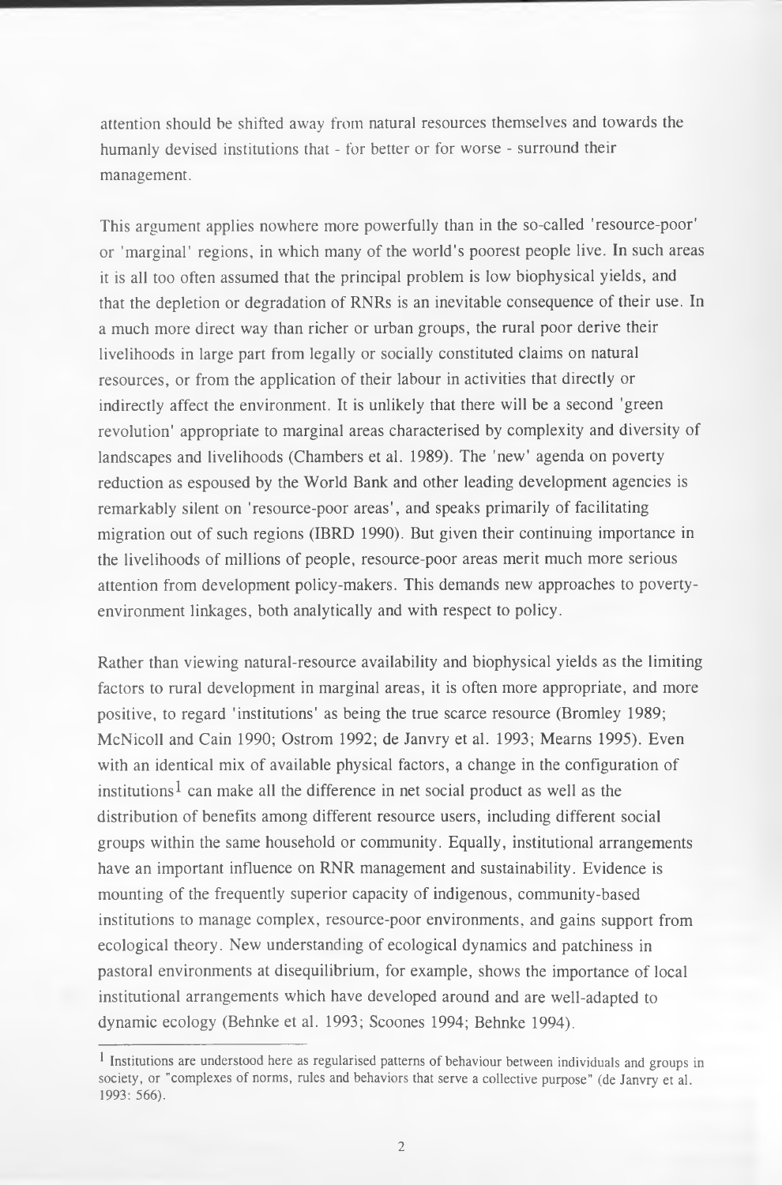attention should be shifted away from natural resources themselves and towards the humanly devised institutions that - for better or for worse - surround their management.

This argument applies nowhere more powerfully than in the so-called 'resource-poor' or 'marginal' regions, in which many of the world's poorest people live. In such areas it is all too often assumed that the principal problem is low biophysical yields, and that the depletion or degradation of RNRs is an inevitable consequence of their use. In a much more direct way than richer or urban groups, the rural poor derive their livelihoods in large part from legally or socially constituted claims on natural resources, or from the application of their labour in activities that directly or indirectly affect the environment. It is unlikely that there will be a second 'green revolution' appropriate to marginal areas characterised by complexity and diversity of landscapes and livelihoods (Chambers et al. 1989). The 'new' agenda on poverty reduction as espoused by the World Bank and other leading development agencies is remarkably silent on 'resource-poor areas', and speaks primarily of facilitating migration out of such regions (IBRD 1990). But given their continuing importance in the livelihoods of millions of people, resource-poor areas merit much more serious attention from development policy-makers. This demands new approaches to poverty-environment linkages, both analytically and with respect to policy.

Rather than viewing natural-resource availability and biophysical yields as the limiting factors to rural development in marginal areas, it is often more appropriate, and more positive, to regard 'institutions' as being the true scarce resource (Bromley 1989; McNicoll and Cain 1990; Ostrom 1992; de Janvry et al. 1993; Mearns 1995). Even with an identical mix of available physical factors, a change in the configuration of institutions[1] can make all the difference in net social product as well as the distribution of benefits among different resource users, including different social groups within the same household or community. Equally, institutional arrangements have an important influence on RNR management and sustainability. Evidence is mounting of the frequently superior capacity of indigenous, community-based institutions to manage complex, resource-poor environments, and gains support from ecological theory. New understanding of ecological dynamics and patchiness in pastoral environments at disequilibrium, for example, shows the importance of local institutional arrangements which have developed around and are well-adapted to dynamic ecology (Behnke et al. 1993; Scoones 1994; Behnke 1994).

---

[1] Institutions are understood here as regularised patterns of behaviour between individuals and groups in society, or "complexes of norms, rules and behaviors that serve a collective purpose" (de Janvry et al. 1993: 566).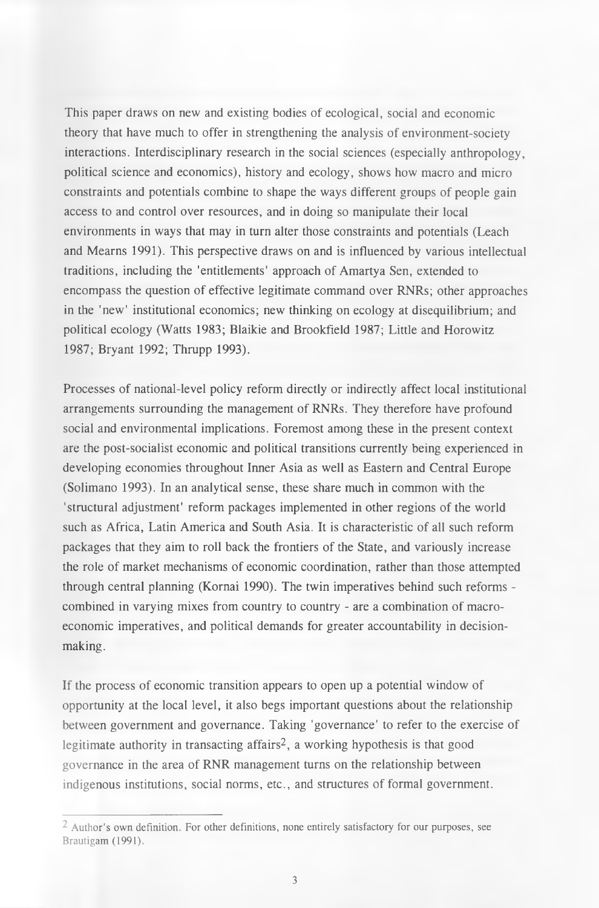This paper draws on new and existing bodies of ecological, social and economic theory that have much to offer in strengthening the analysis of environment-society interactions. Interdisciplinary research in the social sciences (especially anthropology, political science and economics), history and ecology, shows how macro and micro constraints and potentials combine to shape the ways different groups of people gain access to and control over resources, and in doing so manipulate their local environments in ways that may in turn alter those constraints and potentials (Leach and Mearns 1991). This perspective draws on and is influenced by various intellectual traditions, including the 'entitlements' approach of Amartya Sen, extended to encompass the question of effective legitimate command over RNRs; other approaches in the 'new' institutional economics; new thinking on ecology at disequilibrium; and political ecology (Watts 1983; Blaikie and Brookfield 1987; Little and Horowitz 1987; Bryant 1992; Thrupp 1993).

Processes of national-level policy reform directly or indirectly affect local institutional arrangements surrounding the management of RNRs. They therefore have profound social and environmental implications. Foremost among these in the present context are the post-socialist economic and political transitions currently being experienced in developing economies throughout Inner Asia as well as Eastern and Central Europe (Solimano 1993). In an analytical sense, these share much in common with the 'structural adjustment' reform packages implemented in other regions of the world such as Africa, Latin America and South Asia. It is characteristic of all such reform packages that they aim to roll back the frontiers of the State, and variously increase the role of market mechanisms of economic coordination, rather than those attempted through central planning (Kornai 1990). The twin imperatives behind such reforms - combined in varying mixes from country to country - are a combination of macro-economic imperatives, and political demands for greater accountability in decision-making.

If the process of economic transition appears to open up a potential window of opportunity at the local level, it also begs important questions about the relationship between government and governance. Taking 'governance' to refer to the exercise of legitimate authority in transacting affairs[2], a working hypothesis is that good governance in the area of RNR management turns on the relationship between indigenous institutions, social norms, etc., and structures of formal government.

---

[2] Author's own definition. For other definitions, none entirely satisfactory for our purposes, see Brautigam (1991).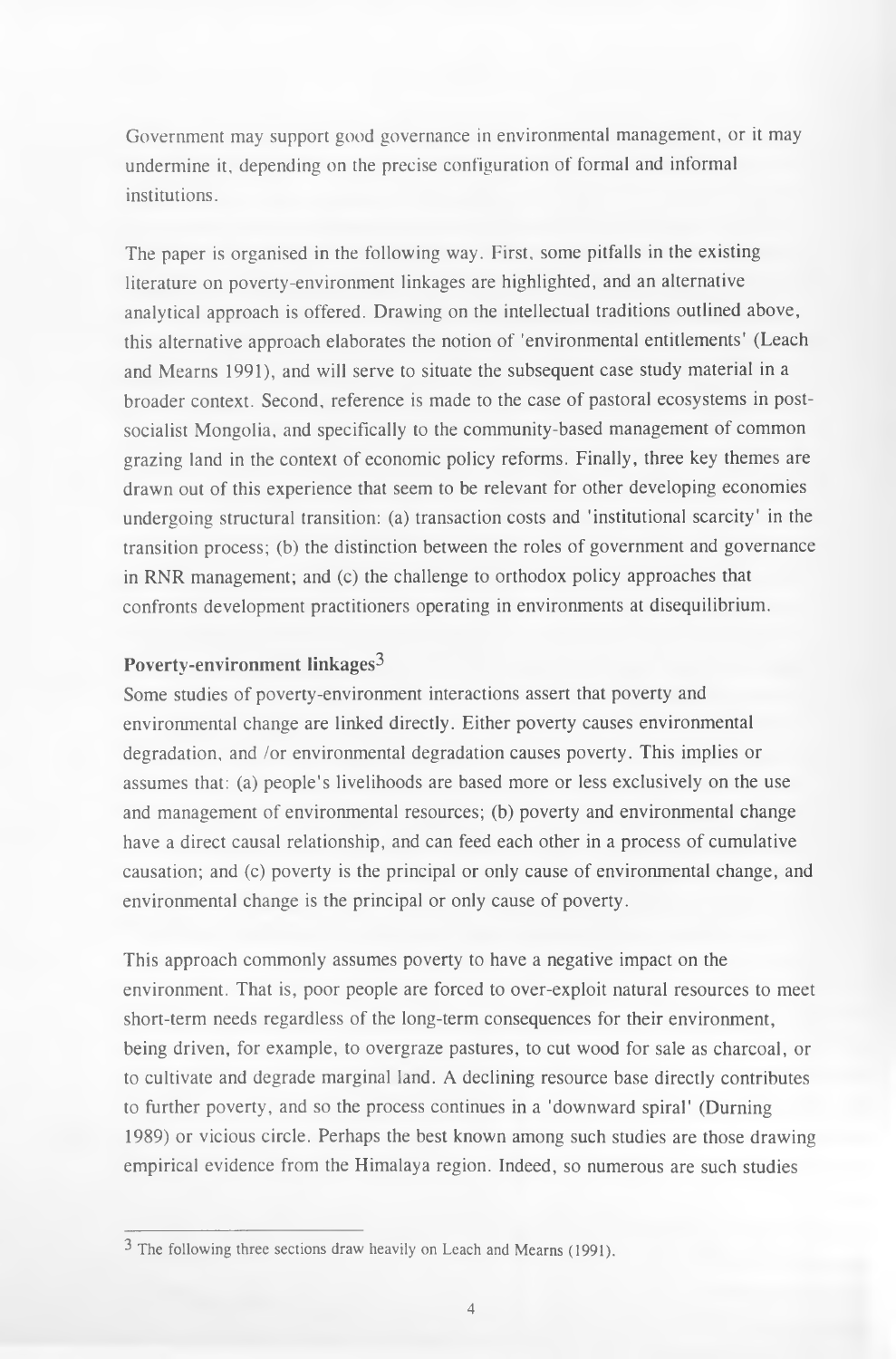Government may support good governance in environmental management, or it may undermine it, depending on the precise configuration of formal and informal institutions.

The paper is organised in the following way. First, some pitfalls in the existing literature on poverty-environment linkages are highlighted, and an alternative analytical approach is offered. Drawing on the intellectual traditions outlined above, this alternative approach elaborates the notion of 'environmental entitlements' (Leach and Mearns 1991), and will serve to situate the subsequent case study material in a broader context. Second, reference is made to the case of pastoral ecosystems in post-socialist Mongolia, and specifically to the community-based management of common grazing land in the context of economic policy reforms. Finally, three key themes are drawn out of this experience that seem to be relevant for other developing economies undergoing structural transition: (a) transaction costs and 'institutional scarcity' in the transition process; (b) the distinction between the roles of government and governance in RNR management; and (c) the challenge to orthodox policy approaches that confronts development practitioners operating in environments at disequilibrium.

### Poverty-environment linkages[3]

Some studies of poverty-environment interactions assert that poverty and environmental change are linked directly. Either poverty causes environmental degradation, and /or environmental degradation causes poverty. This implies or assumes that: (a) people's livelihoods are based more or less exclusively on the use and management of environmental resources; (b) poverty and environmental change have a direct causal relationship, and can feed each other in a process of cumulative causation; and (c) poverty is the principal or only cause of environmental change, and environmental change is the principal or only cause of poverty.

This approach commonly assumes poverty to have a negative impact on the environment. That is, poor people are forced to over-exploit natural resources to meet short-term needs regardless of the long-term consequences for their environment, being driven, for example, to overgraze pastures, to cut wood for sale as charcoal, or to cultivate and degrade marginal land. A declining resource base directly contributes to further poverty, and so the process continues in a 'downward spiral' (Durning 1989) or vicious circle. Perhaps the best known among such studies are those drawing empirical evidence from the Himalaya region. Indeed, so numerous are such studies

---

[3] The following three sections draw heavily on Leach and Mearns (1991).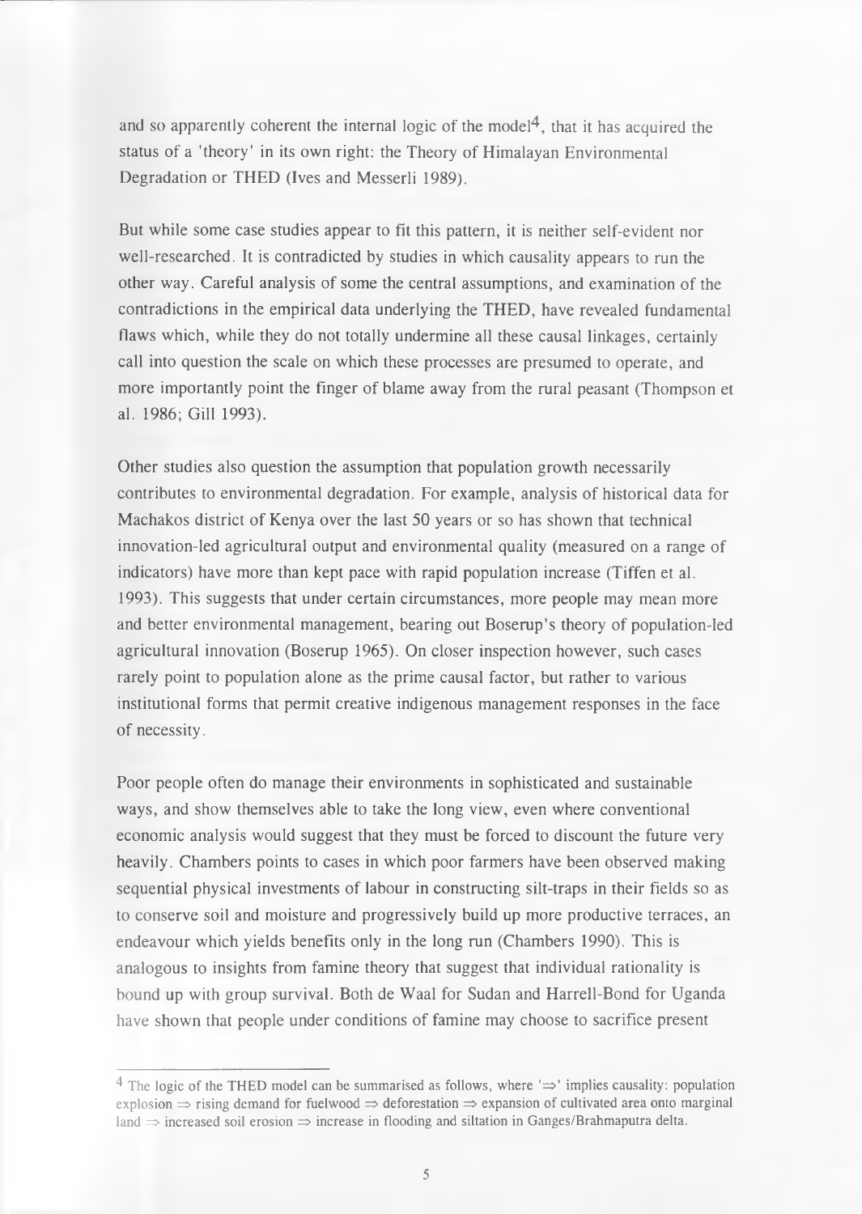and so apparently coherent the internal logic of the model[4], that it has acquired the status of a 'theory' in its own right: the Theory of Himalayan Environmental Degradation or THED (Ives and Messerli 1989).

But while some case studies appear to fit this pattern, it is neither self-evident nor well-researched. It is contradicted by studies in which causality appears to run the other way. Careful analysis of some the central assumptions, and examination of the contradictions in the empirical data underlying the THED, have revealed fundamental flaws which, while they do not totally undermine all these causal linkages, certainly call into question the scale on which these processes are presumed to operate, and more importantly point the finger of blame away from the rural peasant (Thompson et al. 1986; Gill 1993).

Other studies also question the assumption that population growth necessarily contributes to environmental degradation. For example, analysis of historical data for Machakos district of Kenya over the last 50 years or so has shown that technical innovation-led agricultural output and environmental quality (measured on a range of indicators) have more than kept pace with rapid population increase (Tiffen et al. 1993). This suggests that under certain circumstances, more people may mean more and better environmental management, bearing out Boserup's theory of population-led agricultural innovation (Boserup 1965). On closer inspection however, such cases rarely point to population alone as the prime causal factor, but rather to various institutional forms that permit creative indigenous management responses in the face of necessity.

Poor people often do manage their environments in sophisticated and sustainable ways, and show themselves able to take the long view, even where conventional economic analysis would suggest that they must be forced to discount the future very heavily. Chambers points to cases in which poor farmers have been observed making sequential physical investments of labour in constructing silt-traps in their fields so as to conserve soil and moisture and progressively build up more productive terraces, an endeavour which yields benefits only in the long run (Chambers 1990). This is analogous to insights from famine theory that suggest that individual rationality is bound up with group survival. Both de Waal for Sudan and Harrell-Bond for Uganda have shown that people under conditions of famine may choose to sacrifice present

[4] The logic of the THED model can be summarised as follows, where '$\Rightarrow$' implies causality: population explosion $\Rightarrow$ rising demand for fuelwood $\Rightarrow$ deforestation $\Rightarrow$ expansion of cultivated area onto marginal land $\Rightarrow$ increased soil erosion $\Rightarrow$ increase in flooding and siltation in Ganges/Brahmaputra delta.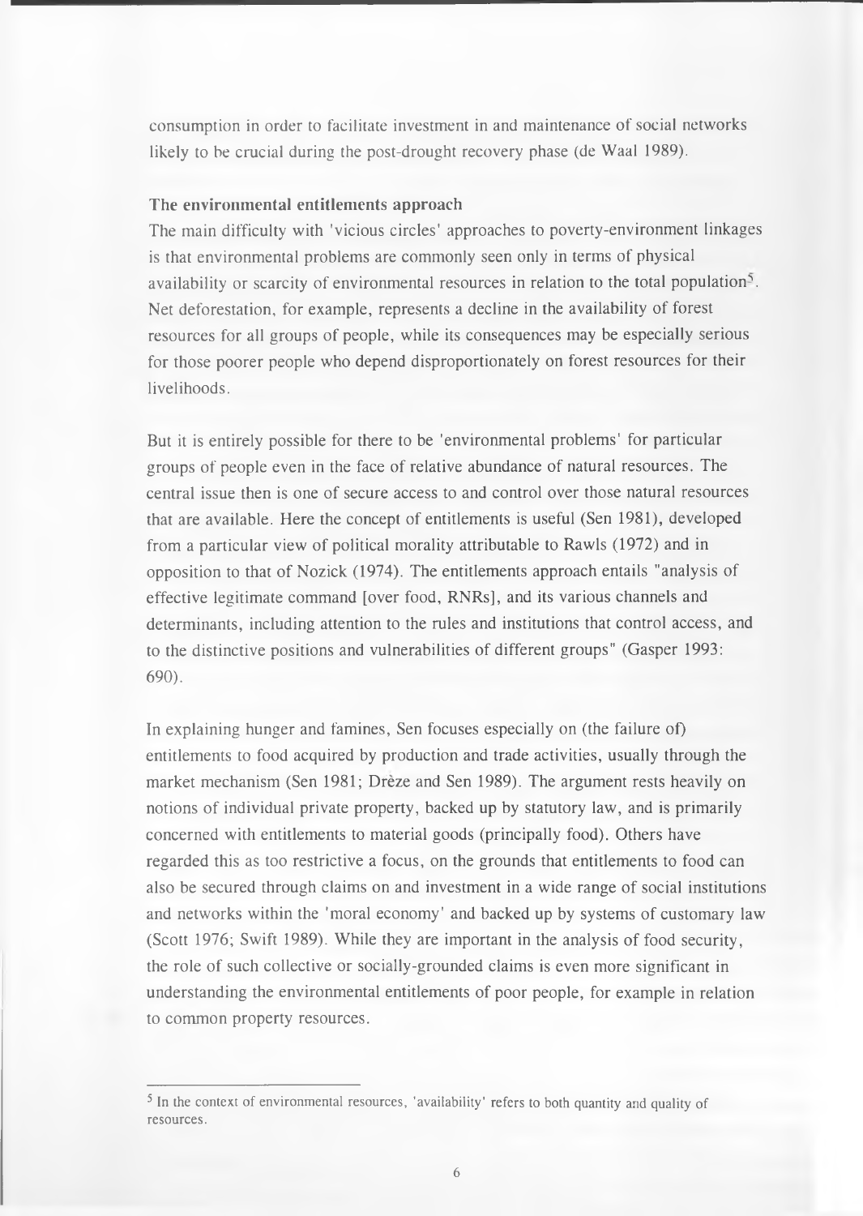consumption in order to facilitate investment in and maintenance of social networks likely to be crucial during the post-drought recovery phase (de Waal 1989).

### The environmental entitlements approach

The main difficulty with 'vicious circles' approaches to poverty-environment linkages is that environmental problems are commonly seen only in terms of physical availability or scarcity of environmental resources in relation to the total population[5]. Net deforestation, for example, represents a decline in the availability of forest resources for all groups of people, while its consequences may be especially serious for those poorer people who depend disproportionately on forest resources for their livelihoods.

But it is entirely possible for there to be 'environmental problems' for particular groups of people even in the face of relative abundance of natural resources. The central issue then is one of secure access to and control over those natural resources that are available. Here the concept of entitlements is useful (Sen 1981), developed from a particular view of political morality attributable to Rawls (1972) and in opposition to that of Nozick (1974). The entitlements approach entails "analysis of effective legitimate command [over food, RNRs], and its various channels and determinants, including attention to the rules and institutions that control access, and to the distinctive positions and vulnerabilities of different groups" (Gasper 1993: 690).

In explaining hunger and famines, Sen focuses especially on (the failure of) entitlements to food acquired by production and trade activities, usually through the market mechanism (Sen 1981; Drèze and Sen 1989). The argument rests heavily on notions of individual private property, backed up by statutory law, and is primarily concerned with entitlements to material goods (principally food). Others have regarded this as too restrictive a focus, on the grounds that entitlements to food can also be secured through claims on and investment in a wide range of social institutions and networks within the 'moral economy' and backed up by systems of customary law (Scott 1976; Swift 1989). While they are important in the analysis of food security, the role of such collective or socially-grounded claims is even more significant in understanding the environmental entitlements of poor people, for example in relation to common property resources.

---

[5] In the context of environmental resources, 'availability' refers to both quantity and quality of resources.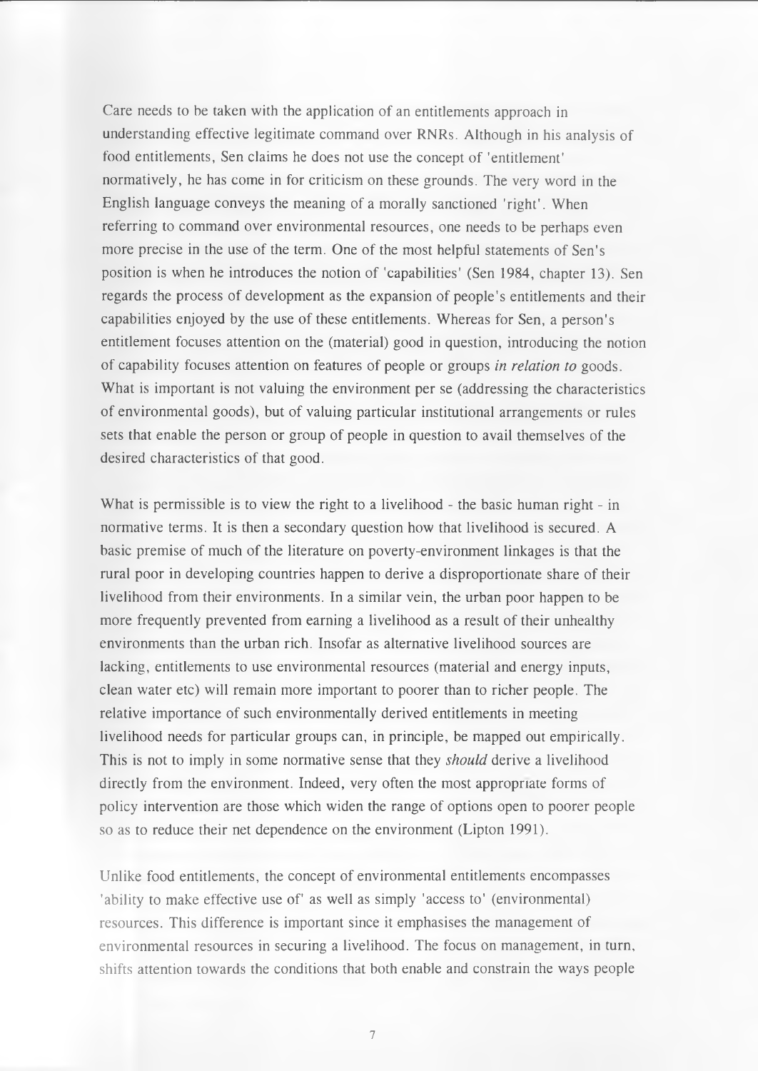Care needs to be taken with the application of an entitlements approach in understanding effective legitimate command over RNRs. Although in his analysis of food entitlements, Sen claims he does not use the concept of 'entitlement' normatively, he has come in for criticism on these grounds. The very word in the English language conveys the meaning of a morally sanctioned 'right'. When referring to command over environmental resources, one needs to be perhaps even more precise in the use of the term. One of the most helpful statements of Sen's position is when he introduces the notion of 'capabilities' (Sen 1984, chapter 13). Sen regards the process of development as the expansion of people's entitlements and their capabilities enjoyed by the use of these entitlements. Whereas for Sen, a person's entitlement focuses attention on the (material) good in question, introducing the notion of capability focuses attention on features of people or groups *in relation to* goods. What is important is not valuing the environment per se (addressing the characteristics of environmental goods), but of valuing particular institutional arrangements or rules sets that enable the person or group of people in question to avail themselves of the desired characteristics of that good.

What is permissible is to view the right to a livelihood - the basic human right - in normative terms. It is then a secondary question how that livelihood is secured. A basic premise of much of the literature on poverty-environment linkages is that the rural poor in developing countries happen to derive a disproportionate share of their livelihood from their environments. In a similar vein, the urban poor happen to be more frequently prevented from earning a livelihood as a result of their unhealthy environments than the urban rich. Insofar as alternative livelihood sources are lacking, entitlements to use environmental resources (material and energy inputs, clean water etc) will remain more important to poorer than to richer people. The relative importance of such environmentally derived entitlements in meeting livelihood needs for particular groups can, in principle, be mapped out empirically. This is not to imply in some normative sense that they *should* derive a livelihood directly from the environment. Indeed, very often the most appropriate forms of policy intervention are those which widen the range of options open to poorer people so as to reduce their net dependence on the environment (Lipton 1991).

Unlike food entitlements, the concept of environmental entitlements encompasses 'ability to make effective use of' as well as simply 'access to' (environmental) resources. This difference is important since it emphasises the management of environmental resources in securing a livelihood. The focus on management, in turn, shifts attention towards the conditions that both enable and constrain the ways people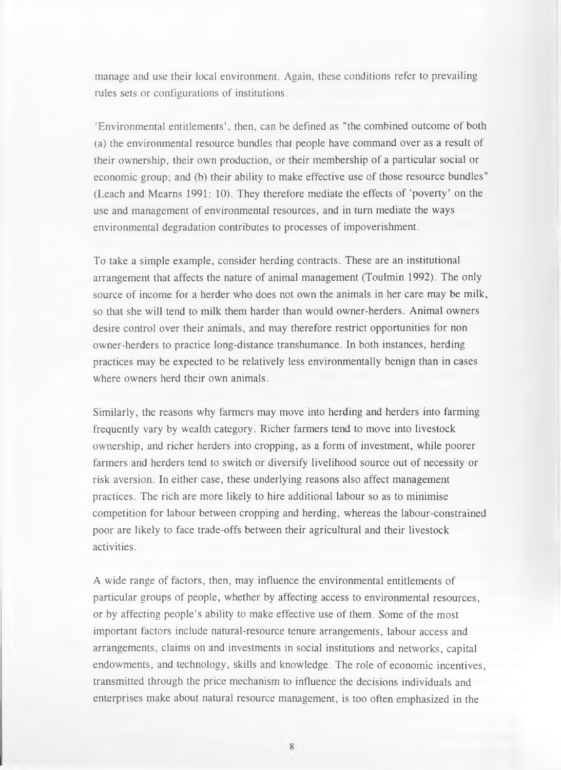manage and use their local environment. Again, these conditions refer to prevailing rules sets or configurations of institutions.

'Environmental entitlements', then, can be defined as "the combined outcome of both (a) the environmental resource bundles that people have command over as a result of their ownership, their own production, or their membership of a particular social or economic group; and (b) their ability to make effective use of those resource bundles" (Leach and Mearns 1991: 10). They therefore mediate the effects of 'poverty' on the use and management of environmental resources, and in turn mediate the ways environmental degradation contributes to processes of impoverishment.

To take a simple example, consider herding contracts. These are an institutional arrangement that affects the nature of animal management (Toulmin 1992). The only source of income for a herder who does not own the animals in her care may be milk, so that she will tend to milk them harder than would owner-herders. Animal owners desire control over their animals, and may therefore restrict opportunities for non owner-herders to practice long-distance transhumance. In both instances, herding practices may be expected to be relatively less environmentally benign than in cases where owners herd their own animals.

Similarly, the reasons why farmers may move into herding and herders into farming frequently vary by wealth category. Richer farmers tend to move into livestock ownership, and richer herders into cropping, as a form of investment, while poorer farmers and herders tend to switch or diversify livelihood source out of necessity or risk aversion. In either case, these underlying reasons also affect management practices. The rich are more likely to hire additional labour so as to minimise competition for labour between cropping and herding, whereas the labour-constrained poor are likely to face trade-offs between their agricultural and their livestock activities.

A wide range of factors, then, may influence the environmental entitlements of particular groups of people, whether by affecting access to environmental resources, or by affecting people's ability to make effective use of them. Some of the most important factors include natural-resource tenure arrangements, labour access and arrangements, claims on and investments in social institutions and networks, capital endowments, and technology, skills and knowledge. The role of economic incentives, transmitted through the price mechanism to influence the decisions individuals and enterprises make about natural resource management, is too often emphasized in the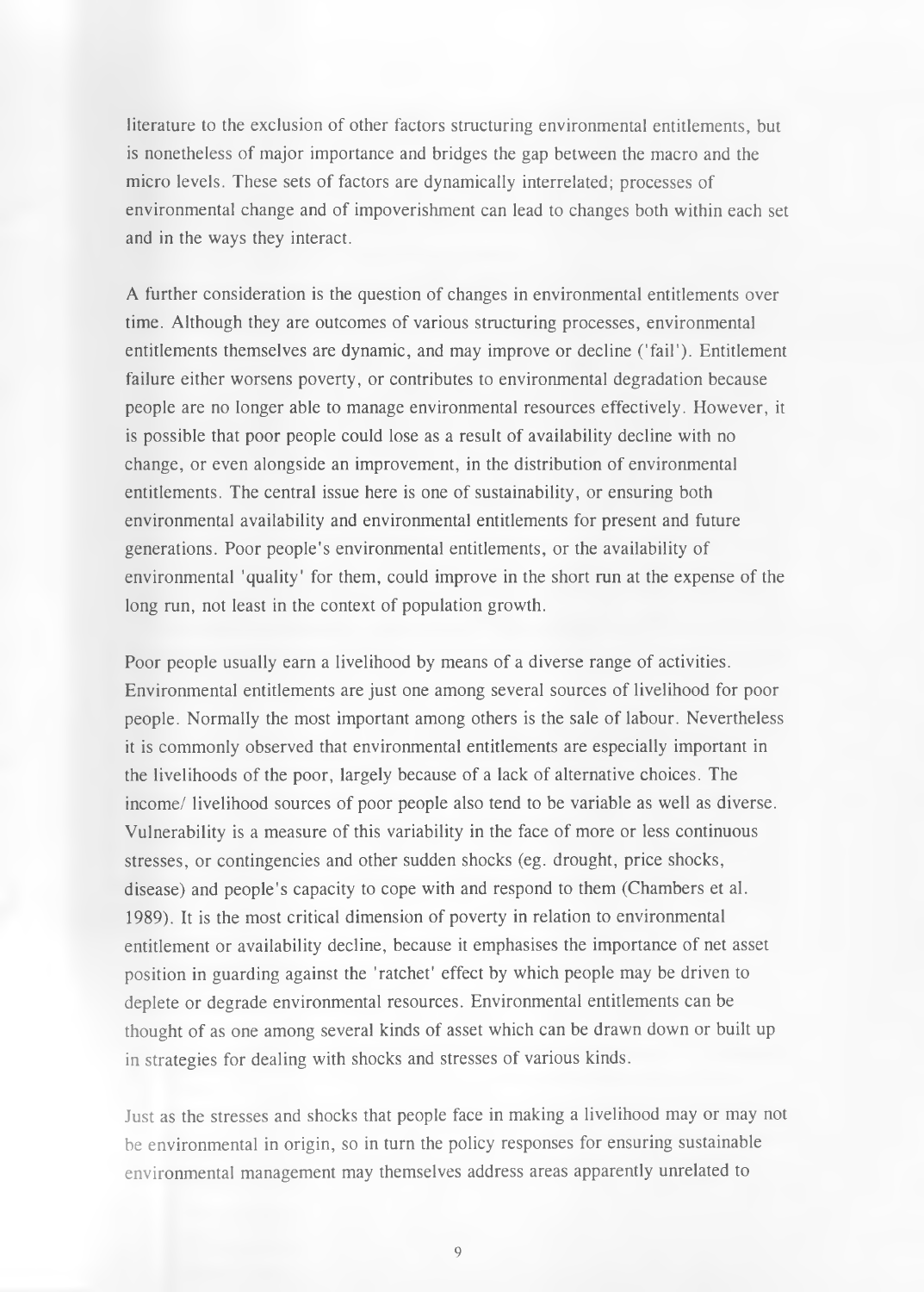literature to the exclusion of other factors structuring environmental entitlements, but is nonetheless of major importance and bridges the gap between the macro and the micro levels. These sets of factors are dynamically interrelated; processes of environmental change and of impoverishment can lead to changes both within each set and in the ways they interact.

A further consideration is the question of changes in environmental entitlements over time. Although they are outcomes of various structuring processes, environmental entitlements themselves are dynamic, and may improve or decline ('fail'). Entitlement failure either worsens poverty, or contributes to environmental degradation because people are no longer able to manage environmental resources effectively. However, it is possible that poor people could lose as a result of availability decline with no change, or even alongside an improvement, in the distribution of environmental entitlements. The central issue here is one of sustainability, or ensuring both environmental availability and environmental entitlements for present and future generations. Poor people's environmental entitlements, or the availability of environmental 'quality' for them, could improve in the short run at the expense of the long run, not least in the context of population growth.

Poor people usually earn a livelihood by means of a diverse range of activities. Environmental entitlements are just one among several sources of livelihood for poor people. Normally the most important among others is the sale of labour. Nevertheless it is commonly observed that environmental entitlements are especially important in the livelihoods of the poor, largely because of a lack of alternative choices. The income/ livelihood sources of poor people also tend to be variable as well as diverse. Vulnerability is a measure of this variability in the face of more or less continuous stresses, or contingencies and other sudden shocks (eg. drought, price shocks, disease) and people's capacity to cope with and respond to them (Chambers et al. 1989). It is the most critical dimension of poverty in relation to environmental entitlement or availability decline, because it emphasises the importance of net asset position in guarding against the 'ratchet' effect by which people may be driven to deplete or degrade environmental resources. Environmental entitlements can be thought of as one among several kinds of asset which can be drawn down or built up in strategies for dealing with shocks and stresses of various kinds.

Just as the stresses and shocks that people face in making a livelihood may or may not be environmental in origin, so in turn the policy responses for ensuring sustainable environmental management may themselves address areas apparently unrelated to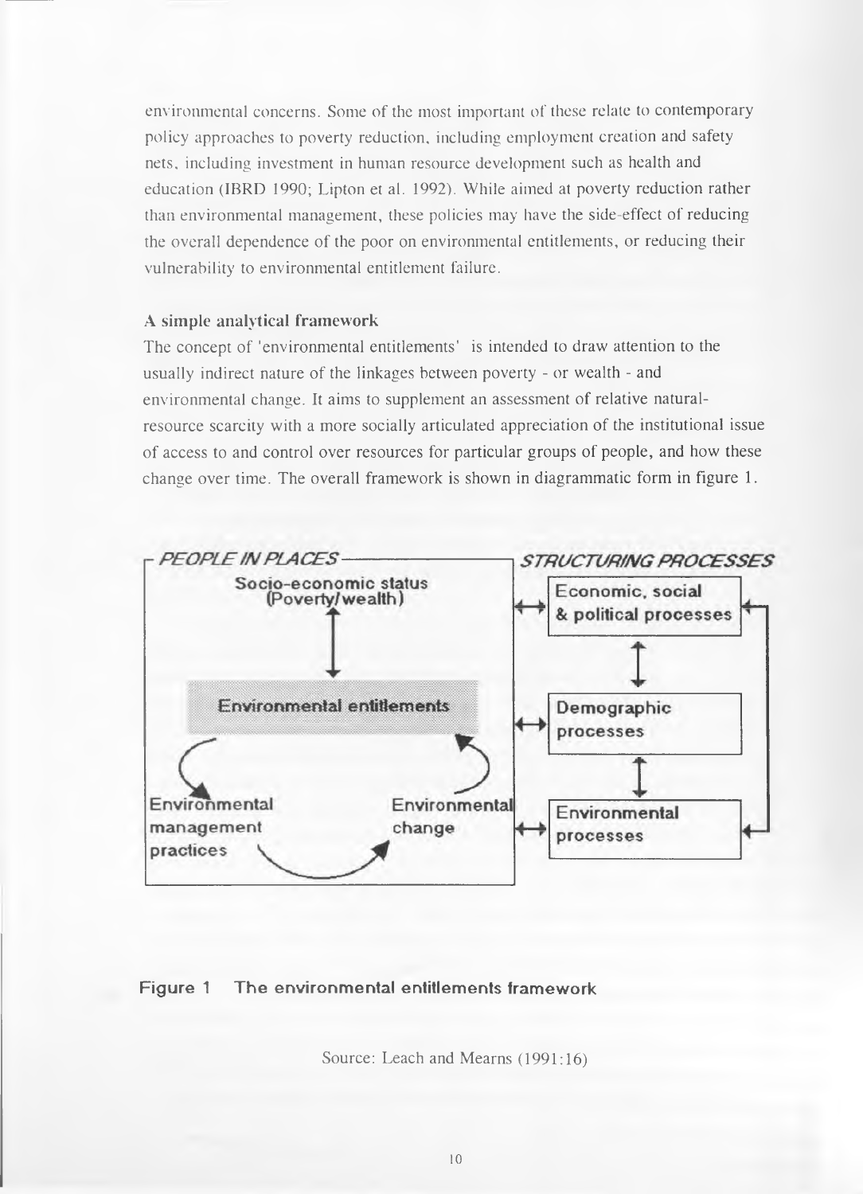environmental concerns. Some of the most important of these relate to contemporary policy approaches to poverty reduction, including employment creation and safety nets, including investment in human resource development such as health and education (IBRD 1990; Lipton et al. 1992). While aimed at poverty reduction rather than environmental management, these policies may have the side-effect of reducing the overall dependence of the poor on environmental entitlements, or reducing their vulnerability to environmental entitlement failure.

**A simple analytical framework**

The concept of 'environmental entitlements' is intended to draw attention to the usually indirect nature of the linkages between poverty - or wealth - and environmental change. It aims to supplement an assessment of relative natural-resource scarcity with a more socially articulated appreciation of the institutional issue of access to and control over resources for particular groups of people, and how these change over time. The overall framework is shown in diagrammatic form in figure 1.

*PEOPLE IN PLACES*

Socio-economic status (Poverty/wealth)

Environmental entitlements

Environmental management practices

Environmental change

*STRUCTURING PROCESSES*

Economic, social & political processes

Demographic processes

Environmental processes

**Figure 1 The environmental entitlements framework**

Source: Leach and Mearns (1991:16)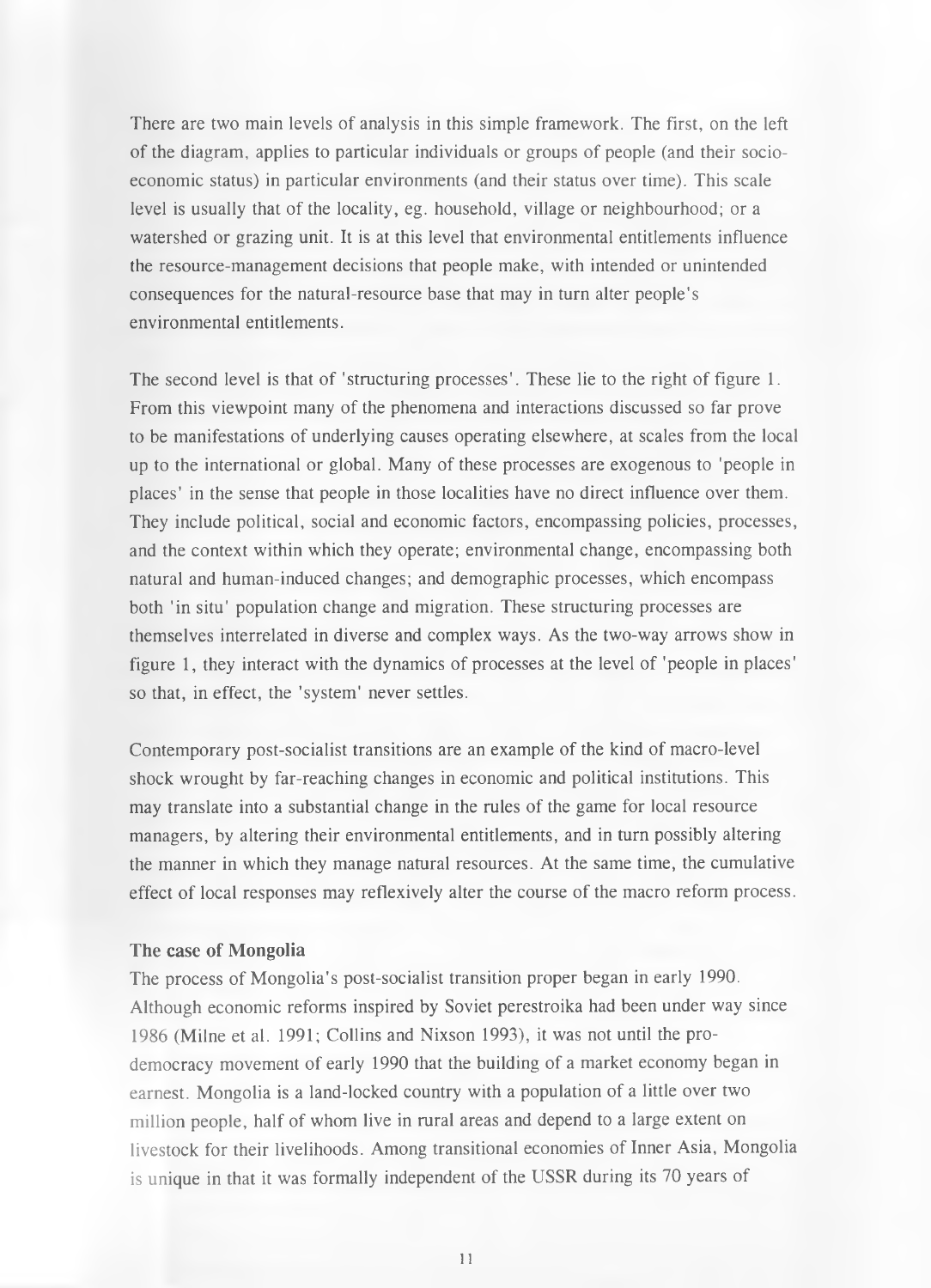There are two main levels of analysis in this simple framework. The first, on the left of the diagram, applies to particular individuals or groups of people (and their socio-economic status) in particular environments (and their status over time). This scale level is usually that of the locality, eg. household, village or neighbourhood; or a watershed or grazing unit. It is at this level that environmental entitlements influence the resource-management decisions that people make, with intended or unintended consequences for the natural-resource base that may in turn alter people's environmental entitlements.

The second level is that of 'structuring processes'. These lie to the right of figure 1. From this viewpoint many of the phenomena and interactions discussed so far prove to be manifestations of underlying causes operating elsewhere, at scales from the local up to the international or global. Many of these processes are exogenous to 'people in places' in the sense that people in those localities have no direct influence over them. They include political, social and economic factors, encompassing policies, processes, and the context within which they operate; environmental change, encompassing both natural and human-induced changes; and demographic processes, which encompass both 'in situ' population change and migration. These structuring processes are themselves interrelated in diverse and complex ways. As the two-way arrows show in figure 1, they interact with the dynamics of processes at the level of 'people in places' so that, in effect, the 'system' never settles.

Contemporary post-socialist transitions are an example of the kind of macro-level shock wrought by far-reaching changes in economic and political institutions. This may translate into a substantial change in the rules of the game for local resource managers, by altering their environmental entitlements, and in turn possibly altering the manner in which they manage natural resources. At the same time, the cumulative effect of local responses may reflexively alter the course of the macro reform process.

**The case of Mongolia**

The process of Mongolia's post-socialist transition proper began in early 1990. Although economic reforms inspired by Soviet perestroika had been under way since 1986 (Milne et al. 1991; Collins and Nixson 1993), it was not until the pro-democracy movement of early 1990 that the building of a market economy began in earnest. Mongolia is a land-locked country with a population of a little over two million people, half of whom live in rural areas and depend to a large extent on livestock for their livelihoods. Among transitional economies of Inner Asia, Mongolia is unique in that it was formally independent of the USSR during its 70 years of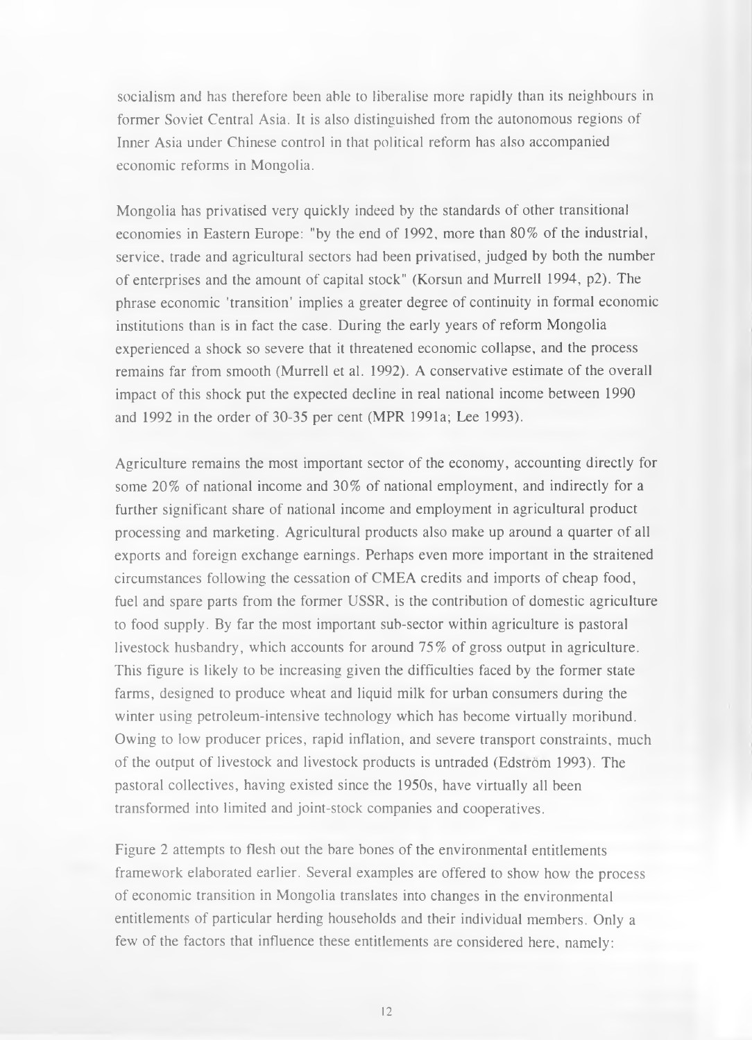socialism and has therefore been able to liberalise more rapidly than its neighbours in former Soviet Central Asia. It is also distinguished from the autonomous regions of Inner Asia under Chinese control in that political reform has also accompanied economic reforms in Mongolia.

Mongolia has privatised very quickly indeed by the standards of other transitional economies in Eastern Europe: "by the end of 1992, more than 80% of the industrial, service, trade and agricultural sectors had been privatised, judged by both the number of enterprises and the amount of capital stock" (Korsun and Murrell 1994, p2). The phrase economic 'transition' implies a greater degree of continuity in formal economic institutions than is in fact the case. During the early years of reform Mongolia experienced a shock so severe that it threatened economic collapse, and the process remains far from smooth (Murrell et al. 1992). A conservative estimate of the overall impact of this shock put the expected decline in real national income between 1990 and 1992 in the order of 30-35 per cent (MPR 1991a; Lee 1993).

Agriculture remains the most important sector of the economy, accounting directly for some 20% of national income and 30% of national employment, and indirectly for a further significant share of national income and employment in agricultural product processing and marketing. Agricultural products also make up around a quarter of all exports and foreign exchange earnings. Perhaps even more important in the straitened circumstances following the cessation of CMEA credits and imports of cheap food, fuel and spare parts from the former USSR, is the contribution of domestic agriculture to food supply. By far the most important sub-sector within agriculture is pastoral livestock husbandry, which accounts for around 75% of gross output in agriculture. This figure is likely to be increasing given the difficulties faced by the former state farms, designed to produce wheat and liquid milk for urban consumers during the winter using petroleum-intensive technology which has become virtually moribund. Owing to low producer prices, rapid inflation, and severe transport constraints, much of the output of livestock and livestock products is untraded (Edström 1993). The pastoral collectives, having existed since the 1950s, have virtually all been transformed into limited and joint-stock companies and cooperatives.

Figure 2 attempts to flesh out the bare bones of the environmental entitlements framework elaborated earlier. Several examples are offered to show how the process of economic transition in Mongolia translates into changes in the environmental entitlements of particular herding households and their individual members. Only a few of the factors that influence these entitlements are considered here, namely: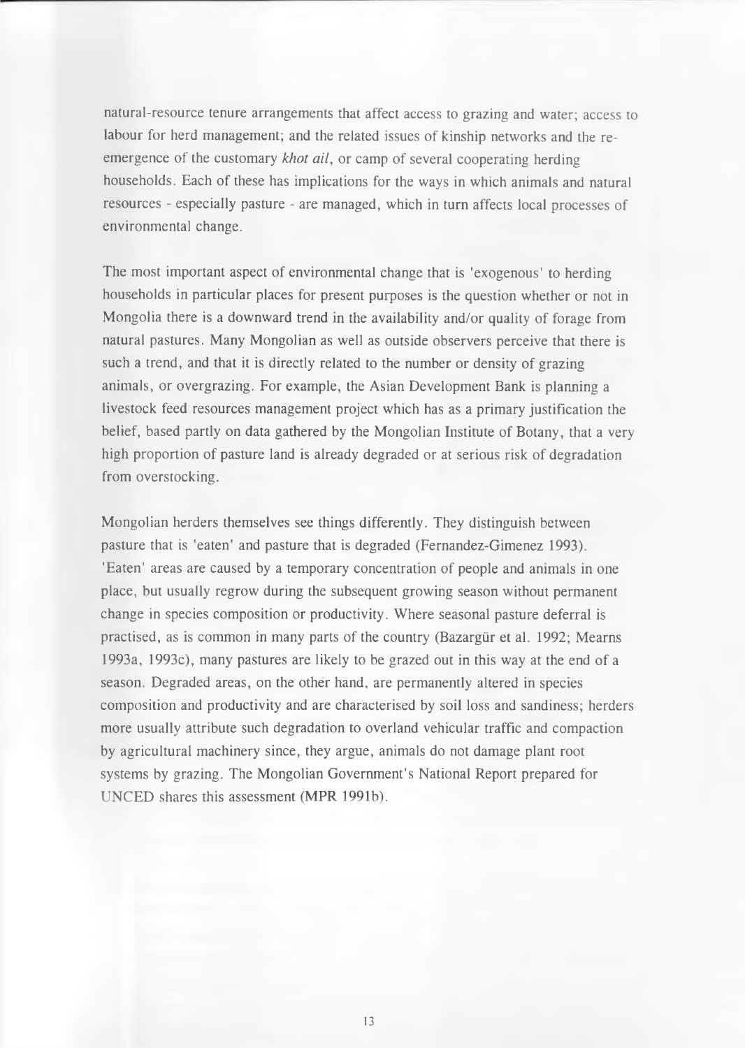natural-resource tenure arrangements that affect access to grazing and water; access to labour for herd management; and the related issues of kinship networks and the re-emergence of the customary *khot ail*, or camp of several cooperating herding households. Each of these has implications for the ways in which animals and natural resources - especially pasture - are managed, which in turn affects local processes of environmental change.

The most important aspect of environmental change that is 'exogenous' to herding households in particular places for present purposes is the question whether or not in Mongolia there is a downward trend in the availability and/or quality of forage from natural pastures. Many Mongolian as well as outside observers perceive that there is such a trend, and that it is directly related to the number or density of grazing animals, or overgrazing. For example, the Asian Development Bank is planning a livestock feed resources management project which has as a primary justification the belief, based partly on data gathered by the Mongolian Institute of Botany, that a very high proportion of pasture land is already degraded or at serious risk of degradation from overstocking.

Mongolian herders themselves see things differently. They distinguish between pasture that is 'eaten' and pasture that is degraded (Fernandez-Gimenez 1993). 'Eaten' areas are caused by a temporary concentration of people and animals in one place, but usually regrow during the subsequent growing season without permanent change in species composition or productivity. Where seasonal pasture deferral is practised, as is common in many parts of the country (Bazargür et al. 1992; Mearns 1993a, 1993c), many pastures are likely to be grazed out in this way at the end of a season. Degraded areas, on the other hand, are permanently altered in species composition and productivity and are characterised by soil loss and sandiness; herders more usually attribute such degradation to overland vehicular traffic and compaction by agricultural machinery since, they argue, animals do not damage plant root systems by grazing. The Mongolian Government's National Report prepared for UNCED shares this assessment (MPR 1991b).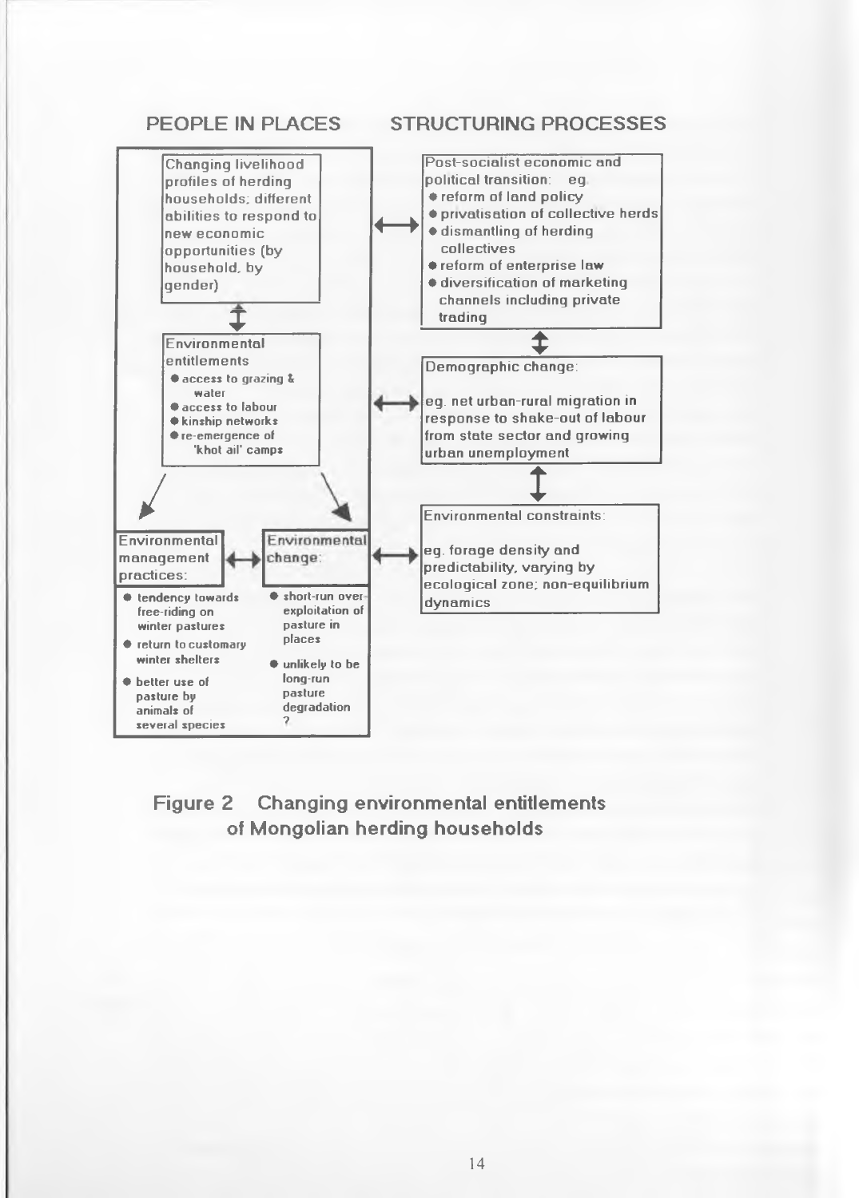PEOPLE IN PLACES

STRUCTURING PROCESSES

Changing livelihood profiles of herding households; different abilities to respond to new economic opportunities (by household, by gender)

Environmental entitlements
- access to grazing & water
- access to labour
- kinship networks
- re-emergence of 'khot ail' camps

Environmental management practices:
- tendency towards free-riding on winter pastures
- return to customary winter shelters
- better use of pasture by animals of several species

Environmental change:
- short-run over-exploitation of pasture in places
- unlikely to be long-run pasture degradation ?

Post-socialist economic and political transition: eg.
- reform of land policy
- privatisation of collective herds
- dismantling of herding collectives
- reform of enterprise law
- diversification of marketing channels including private trading

Demographic change:

eg. net urban-rural migration in response to shake-out of labour from state sector and growing urban unemployment

Environmental constraints:

eg. forage density and predictability, varying by ecological zone; non-equilibrium dynamics

**Figure 2 Changing environmental entitlements of Mongolian herding households**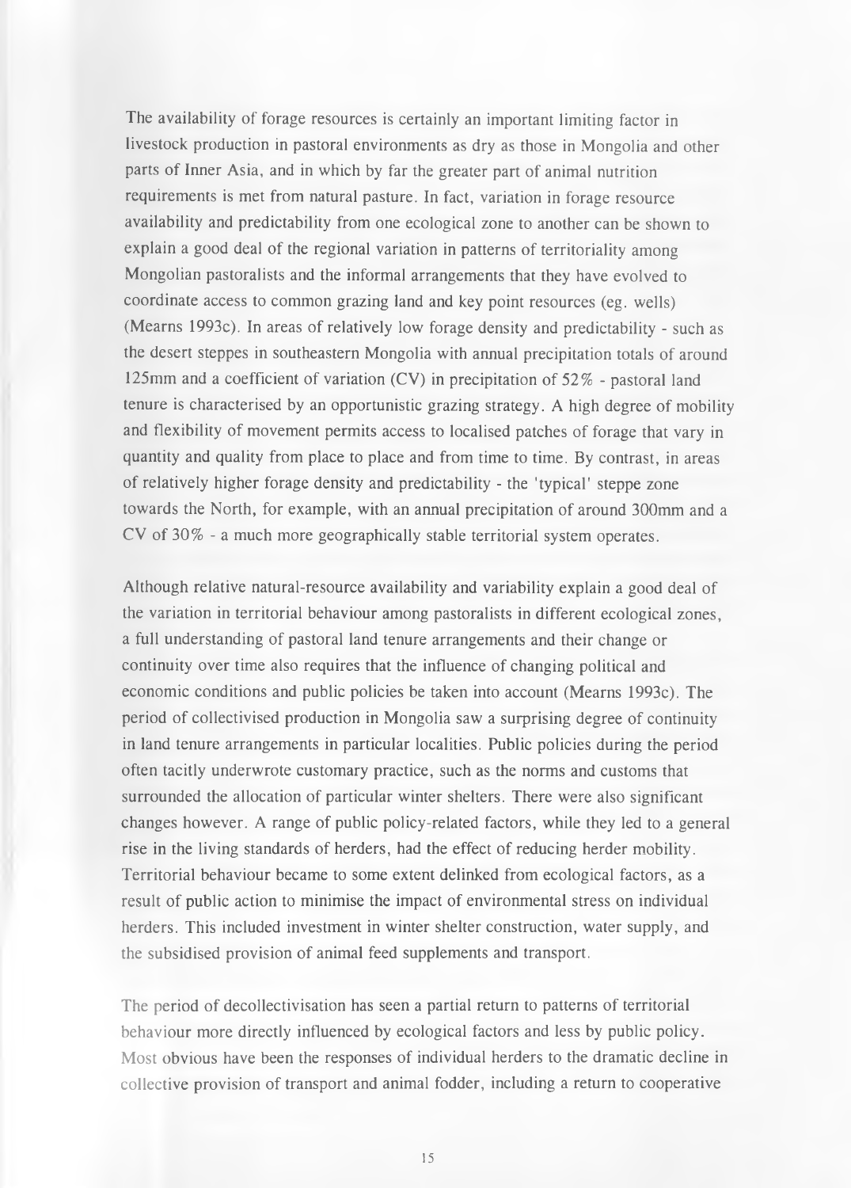The availability of forage resources is certainly an important limiting factor in livestock production in pastoral environments as dry as those in Mongolia and other parts of Inner Asia, and in which by far the greater part of animal nutrition requirements is met from natural pasture. In fact, variation in forage resource availability and predictability from one ecological zone to another can be shown to explain a good deal of the regional variation in patterns of territoriality among Mongolian pastoralists and the informal arrangements that they have evolved to coordinate access to common grazing land and key point resources (eg. wells) (Mearns 1993c). In areas of relatively low forage density and predictability - such as the desert steppes in southeastern Mongolia with annual precipitation totals of around 125mm and a coefficient of variation (CV) in precipitation of 52% - pastoral land tenure is characterised by an opportunistic grazing strategy. A high degree of mobility and flexibility of movement permits access to localised patches of forage that vary in quantity and quality from place to place and from time to time. By contrast, in areas of relatively higher forage density and predictability - the 'typical' steppe zone towards the North, for example, with an annual precipitation of around 300mm and a CV of 30% - a much more geographically stable territorial system operates.

Although relative natural-resource availability and variability explain a good deal of the variation in territorial behaviour among pastoralists in different ecological zones, a full understanding of pastoral land tenure arrangements and their change or continuity over time also requires that the influence of changing political and economic conditions and public policies be taken into account (Mearns 1993c). The period of collectivised production in Mongolia saw a surprising degree of continuity in land tenure arrangements in particular localities. Public policies during the period often tacitly underwrote customary practice, such as the norms and customs that surrounded the allocation of particular winter shelters. There were also significant changes however. A range of public policy-related factors, while they led to a general rise in the living standards of herders, had the effect of reducing herder mobility. Territorial behaviour became to some extent delinked from ecological factors, as a result of public action to minimise the impact of environmental stress on individual herders. This included investment in winter shelter construction, water supply, and the subsidised provision of animal feed supplements and transport.

The period of decollectivisation has seen a partial return to patterns of territorial behaviour more directly influenced by ecological factors and less by public policy. Most obvious have been the responses of individual herders to the dramatic decline in collective provision of transport and animal fodder, including a return to cooperative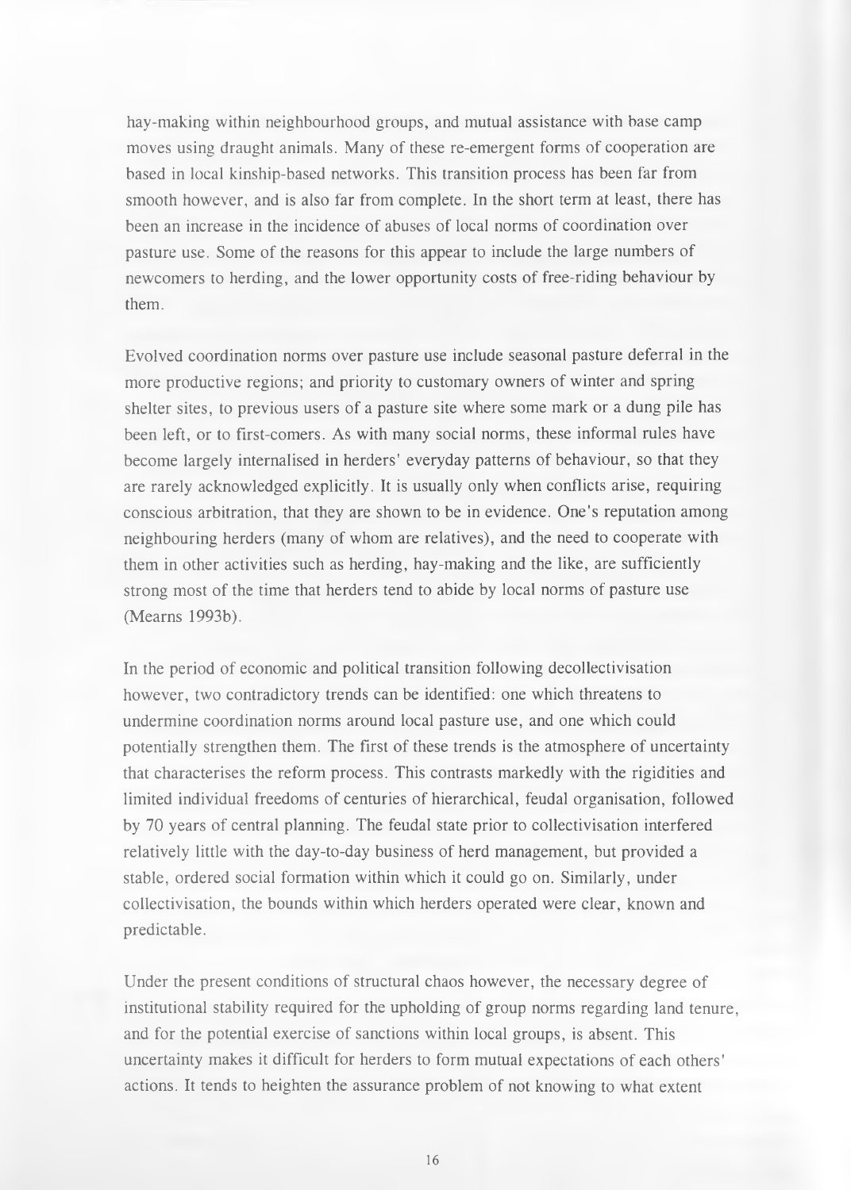hay-making within neighbourhood groups, and mutual assistance with base camp moves using draught animals. Many of these re-emergent forms of cooperation are based in local kinship-based networks. This transition process has been far from smooth however, and is also far from complete. In the short term at least, there has been an increase in the incidence of abuses of local norms of coordination over pasture use. Some of the reasons for this appear to include the large numbers of newcomers to herding, and the lower opportunity costs of free-riding behaviour by them.

Evolved coordination norms over pasture use include seasonal pasture deferral in the more productive regions; and priority to customary owners of winter and spring shelter sites, to previous users of a pasture site where some mark or a dung pile has been left, or to first-comers. As with many social norms, these informal rules have become largely internalised in herders' everyday patterns of behaviour, so that they are rarely acknowledged explicitly. It is usually only when conflicts arise, requiring conscious arbitration, that they are shown to be in evidence. One's reputation among neighbouring herders (many of whom are relatives), and the need to cooperate with them in other activities such as herding, hay-making and the like, are sufficiently strong most of the time that herders tend to abide by local norms of pasture use (Mearns 1993b).

In the period of economic and political transition following decollectivisation however, two contradictory trends can be identified: one which threatens to undermine coordination norms around local pasture use, and one which could potentially strengthen them. The first of these trends is the atmosphere of uncertainty that characterises the reform process. This contrasts markedly with the rigidities and limited individual freedoms of centuries of hierarchical, feudal organisation, followed by 70 years of central planning. The feudal state prior to collectivisation interfered relatively little with the day-to-day business of herd management, but provided a stable, ordered social formation within which it could go on. Similarly, under collectivisation, the bounds within which herders operated were clear, known and predictable.

Under the present conditions of structural chaos however, the necessary degree of institutional stability required for the upholding of group norms regarding land tenure, and for the potential exercise of sanctions within local groups, is absent. This uncertainty makes it difficult for herders to form mutual expectations of each others' actions. It tends to heighten the assurance problem of not knowing to what extent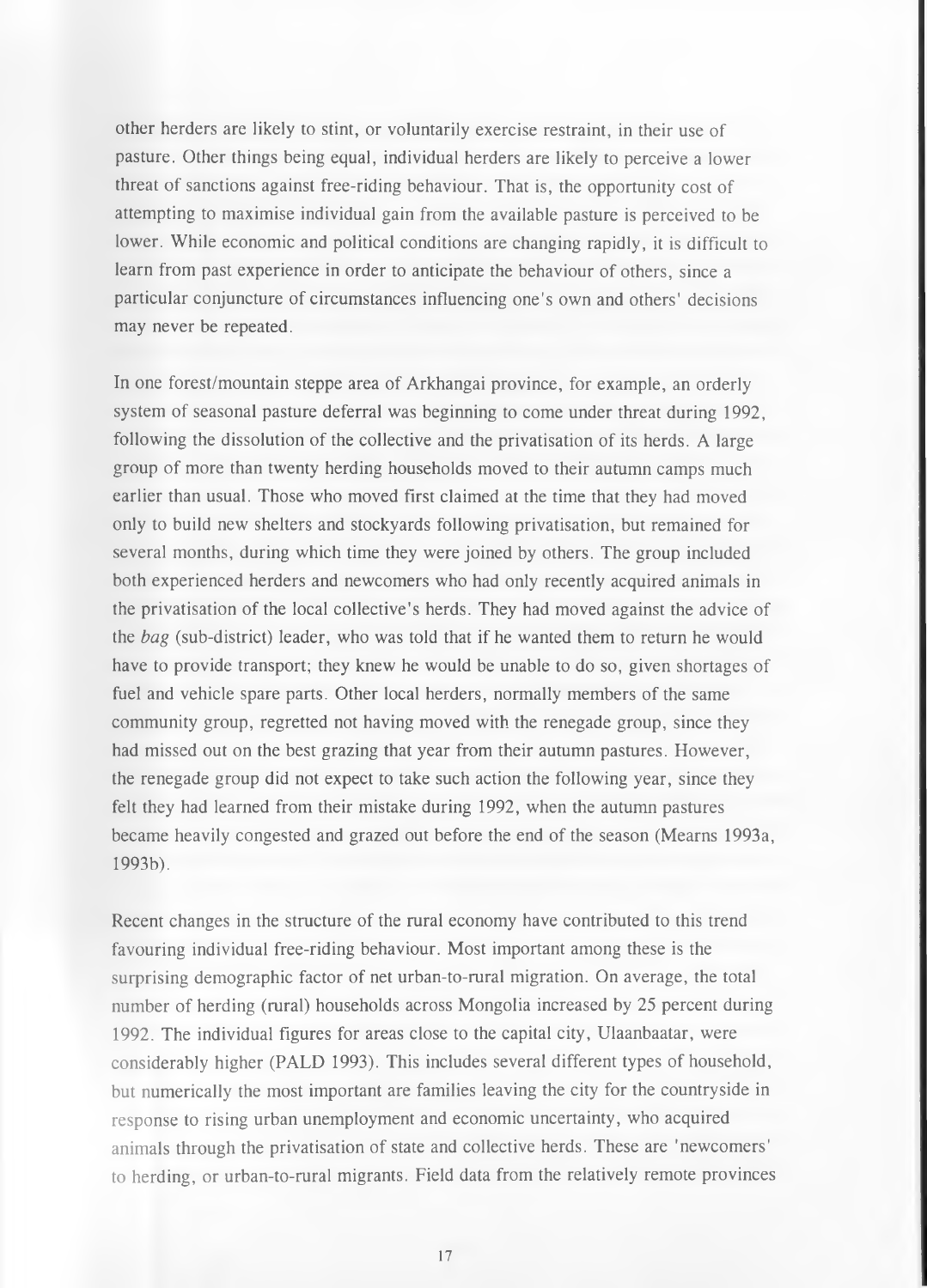other herders are likely to stint, or voluntarily exercise restraint, in their use of pasture. Other things being equal, individual herders are likely to perceive a lower threat of sanctions against free-riding behaviour. That is, the opportunity cost of attempting to maximise individual gain from the available pasture is perceived to be lower. While economic and political conditions are changing rapidly, it is difficult to learn from past experience in order to anticipate the behaviour of others, since a particular conjuncture of circumstances influencing one's own and others' decisions may never be repeated.

In one forest/mountain steppe area of Arkhangai province, for example, an orderly system of seasonal pasture deferral was beginning to come under threat during 1992, following the dissolution of the collective and the privatisation of its herds. A large group of more than twenty herding households moved to their autumn camps much earlier than usual. Those who moved first claimed at the time that they had moved only to build new shelters and stockyards following privatisation, but remained for several months, during which time they were joined by others. The group included both experienced herders and newcomers who had only recently acquired animals in the privatisation of the local collective's herds. They had moved against the advice of the *bag* (sub-district) leader, who was told that if he wanted them to return he would have to provide transport; they knew he would be unable to do so, given shortages of fuel and vehicle spare parts. Other local herders, normally members of the same community group, regretted not having moved with the renegade group, since they had missed out on the best grazing that year from their autumn pastures. However, the renegade group did not expect to take such action the following year, since they felt they had learned from their mistake during 1992, when the autumn pastures became heavily congested and grazed out before the end of the season (Mearns 1993a, 1993b).

Recent changes in the structure of the rural economy have contributed to this trend favouring individual free-riding behaviour. Most important among these is the surprising demographic factor of net urban-to-rural migration. On average, the total number of herding (rural) households across Mongolia increased by 25 percent during 1992. The individual figures for areas close to the capital city, Ulaanbaatar, were considerably higher (PALD 1993). This includes several different types of household, but numerically the most important are families leaving the city for the countryside in response to rising urban unemployment and economic uncertainty, who acquired animals through the privatisation of state and collective herds. These are 'newcomers' to herding, or urban-to-rural migrants. Field data from the relatively remote provinces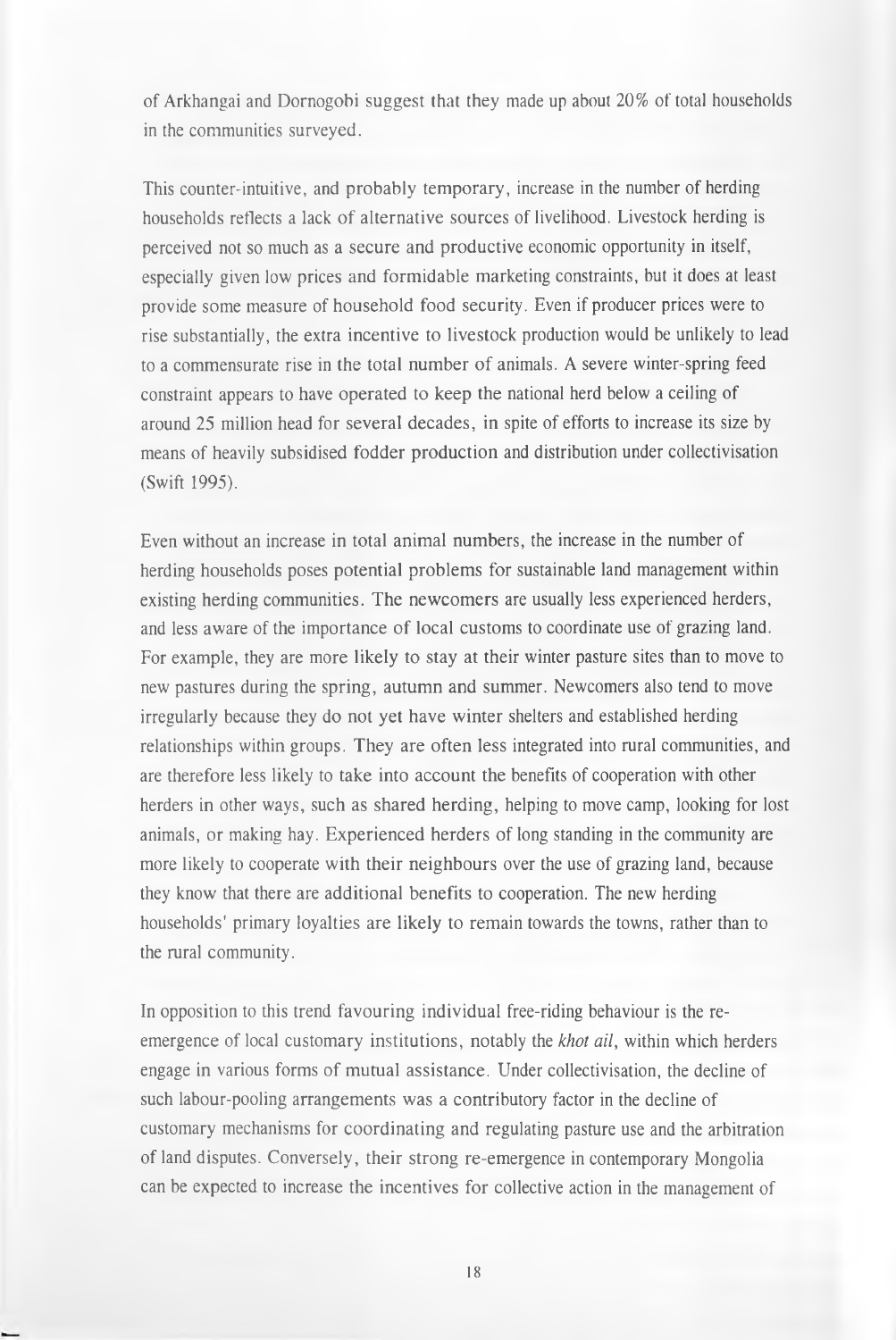of Arkhangai and Dornogobi suggest that they made up about 20% of total households in the communities surveyed.

This counter-intuitive, and probably temporary, increase in the number of herding households reflects a lack of alternative sources of livelihood. Livestock herding is perceived not so much as a secure and productive economic opportunity in itself, especially given low prices and formidable marketing constraints, but it does at least provide some measure of household food security. Even if producer prices were to rise substantially, the extra incentive to livestock production would be unlikely to lead to a commensurate rise in the total number of animals. A severe winter-spring feed constraint appears to have operated to keep the national herd below a ceiling of around 25 million head for several decades, in spite of efforts to increase its size by means of heavily subsidised fodder production and distribution under collectivisation (Swift 1995).

Even without an increase in total animal numbers, the increase in the number of herding households poses potential problems for sustainable land management within existing herding communities. The newcomers are usually less experienced herders, and less aware of the importance of local customs to coordinate use of grazing land. For example, they are more likely to stay at their winter pasture sites than to move to new pastures during the spring, autumn and summer. Newcomers also tend to move irregularly because they do not yet have winter shelters and established herding relationships within groups. They are often less integrated into rural communities, and are therefore less likely to take into account the benefits of cooperation with other herders in other ways, such as shared herding, helping to move camp, looking for lost animals, or making hay. Experienced herders of long standing in the community are more likely to cooperate with their neighbours over the use of grazing land, because they know that there are additional benefits to cooperation. The new herding households' primary loyalties are likely to remain towards the towns, rather than to the rural community.

In opposition to this trend favouring individual free-riding behaviour is the re-emergence of local customary institutions, notably the *khot ail*, within which herders engage in various forms of mutual assistance. Under collectivisation, the decline of such labour-pooling arrangements was a contributory factor in the decline of customary mechanisms for coordinating and regulating pasture use and the arbitration of land disputes. Conversely, their strong re-emergence in contemporary Mongolia can be expected to increase the incentives for collective action in the management of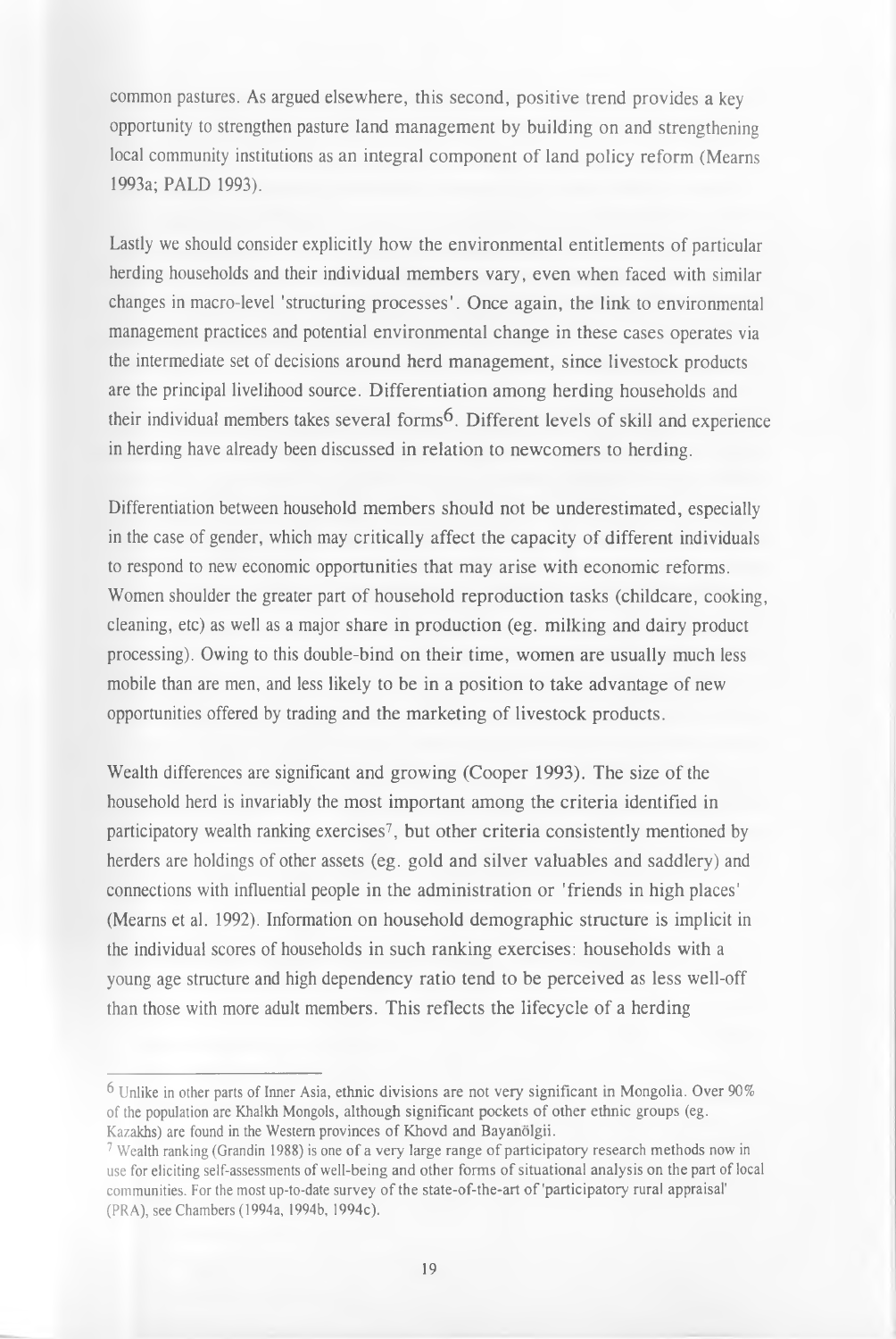common pastures. As argued elsewhere, this second, positive trend provides a key opportunity to strengthen pasture land management by building on and strengthening local community institutions as an integral component of land policy reform (Mearns 1993a; PALD 1993).

Lastly we should consider explicitly how the environmental entitlements of particular herding households and their individual members vary, even when faced with similar changes in macro-level 'structuring processes'. Once again, the link to environmental management practices and potential environmental change in these cases operates via the intermediate set of decisions around herd management, since livestock products are the principal livelihood source. Differentiation among herding households and their individual members takes several forms[6]. Different levels of skill and experience in herding have already been discussed in relation to newcomers to herding.

Differentiation between household members should not be underestimated, especially in the case of gender, which may critically affect the capacity of different individuals to respond to new economic opportunities that may arise with economic reforms. Women shoulder the greater part of household reproduction tasks (childcare, cooking, cleaning, etc) as well as a major share in production (eg. milking and dairy product processing). Owing to this double-bind on their time, women are usually much less mobile than are men, and less likely to be in a position to take advantage of new opportunities offered by trading and the marketing of livestock products.

Wealth differences are significant and growing (Cooper 1993). The size of the household herd is invariably the most important among the criteria identified in participatory wealth ranking exercises[7], but other criteria consistently mentioned by herders are holdings of other assets (eg. gold and silver valuables and saddlery) and connections with influential people in the administration or 'friends in high places' (Mearns et al. 1992). Information on household demographic structure is implicit in the individual scores of households in such ranking exercises: households with a young age structure and high dependency ratio tend to be perceived as less well-off than those with more adult members. This reflects the lifecycle of a herding

---

[6] Unlike in other parts of Inner Asia, ethnic divisions are not very significant in Mongolia. Over 90% of the population are Khalkh Mongols, although significant pockets of other ethnic groups (eg. Kazakhs) are found in the Western provinces of Khovd and Bayanölgii.

[7] Wealth ranking (Grandin 1988) is one of a very large range of participatory research methods now in use for eliciting self-assessments of well-being and other forms of situational analysis on the part of local communities. For the most up-to-date survey of the state-of-the-art of 'participatory rural appraisal' (PRA), see Chambers (1994a, 1994b, 1994c).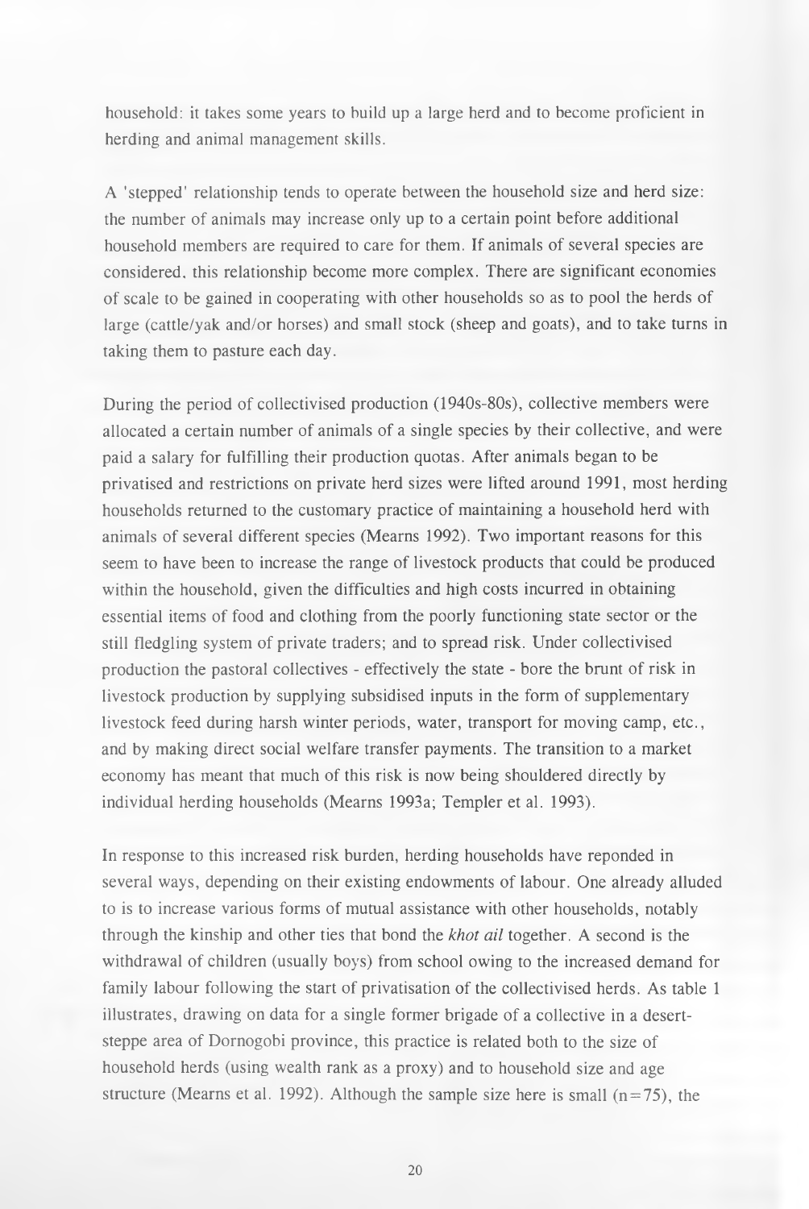household: it takes some years to build up a large herd and to become proficient in herding and animal management skills.

A 'stepped' relationship tends to operate between the household size and herd size: the number of animals may increase only up to a certain point before additional household members are required to care for them. If animals of several species are considered, this relationship become more complex. There are significant economies of scale to be gained in cooperating with other households so as to pool the herds of large (cattle/yak and/or horses) and small stock (sheep and goats), and to take turns in taking them to pasture each day.

During the period of collectivised production (1940s-80s), collective members were allocated a certain number of animals of a single species by their collective, and were paid a salary for fulfilling their production quotas. After animals began to be privatised and restrictions on private herd sizes were lifted around 1991, most herding households returned to the customary practice of maintaining a household herd with animals of several different species (Mearns 1992). Two important reasons for this seem to have been to increase the range of livestock products that could be produced within the household, given the difficulties and high costs incurred in obtaining essential items of food and clothing from the poorly functioning state sector or the still fledgling system of private traders; and to spread risk. Under collectivised production the pastoral collectives - effectively the state - bore the brunt of risk in livestock production by supplying subsidised inputs in the form of supplementary livestock feed during harsh winter periods, water, transport for moving camp, etc., and by making direct social welfare transfer payments. The transition to a market economy has meant that much of this risk is now being shouldered directly by individual herding households (Mearns 1993a; Templer et al. 1993).

In response to this increased risk burden, herding households have reponded in several ways, depending on their existing endowments of labour. One already alluded to is to increase various forms of mutual assistance with other households, notably through the kinship and other ties that bond the *khot ail* together. A second is the withdrawal of children (usually boys) from school owing to the increased demand for family labour following the start of privatisation of the collectivised herds. As table 1 illustrates, drawing on data for a single former brigade of a collective in a desert-steppe area of Dornogobi province, this practice is related both to the size of household herds (using wealth rank as a proxy) and to household size and age structure (Mearns et al. 1992). Although the sample size here is small (n=75), the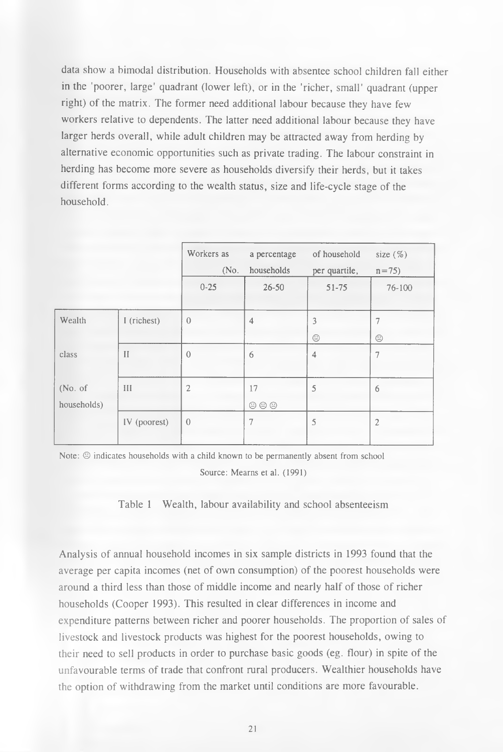data show a bimodal distribution. Households with absentee school children fall either in the 'poorer, large' quadrant (lower left), or in the 'richer, small' quadrant (upper right) of the matrix. The former need additional labour because they have few workers relative to dependents. The latter need additional labour because they have larger herds overall, while adult children may be attracted away from herding by alternative economic opportunities such as private trading. The labour constraint in herding has become more severe as households diversify their herds, but it takes different forms according to the wealth status, size and life-cycle stage of the household.

| | | Workers as a percentage of household size (%) (No. households per quartile, n=75) | | | |
|---|---|---|---|---|---|
| | | 0-25 | 26-50 | 51-75 | 76-100 |
| Wealth class (No. of households) | I (richest) | 0 | 4 | 3 ☹ | 7 ☹ |
| | II | 0 | 6 | 4 | 7 |
| | III | 2 | 17 ☹☹☹ | 5 | 6 |
| | IV (poorest) | 0 | 7 | 5 | 2 |

Note: ☹ indicates households with a child known to be permanently absent from school

Source: Mearns et al. (1991)

Table 1 Wealth, labour availability and school absenteeism

Analysis of annual household incomes in six sample districts in 1993 found that the average per capita incomes (net of own consumption) of the poorest households were around a third less than those of middle income and nearly half of those of richer households (Cooper 1993). This resulted in clear differences in income and expenditure patterns between richer and poorer households. The proportion of sales of livestock and livestock products was highest for the poorest households, owing to their need to sell products in order to purchase basic goods (eg. flour) in spite of the unfavourable terms of trade that confront rural producers. Wealthier households have the option of withdrawing from the market until conditions are more favourable.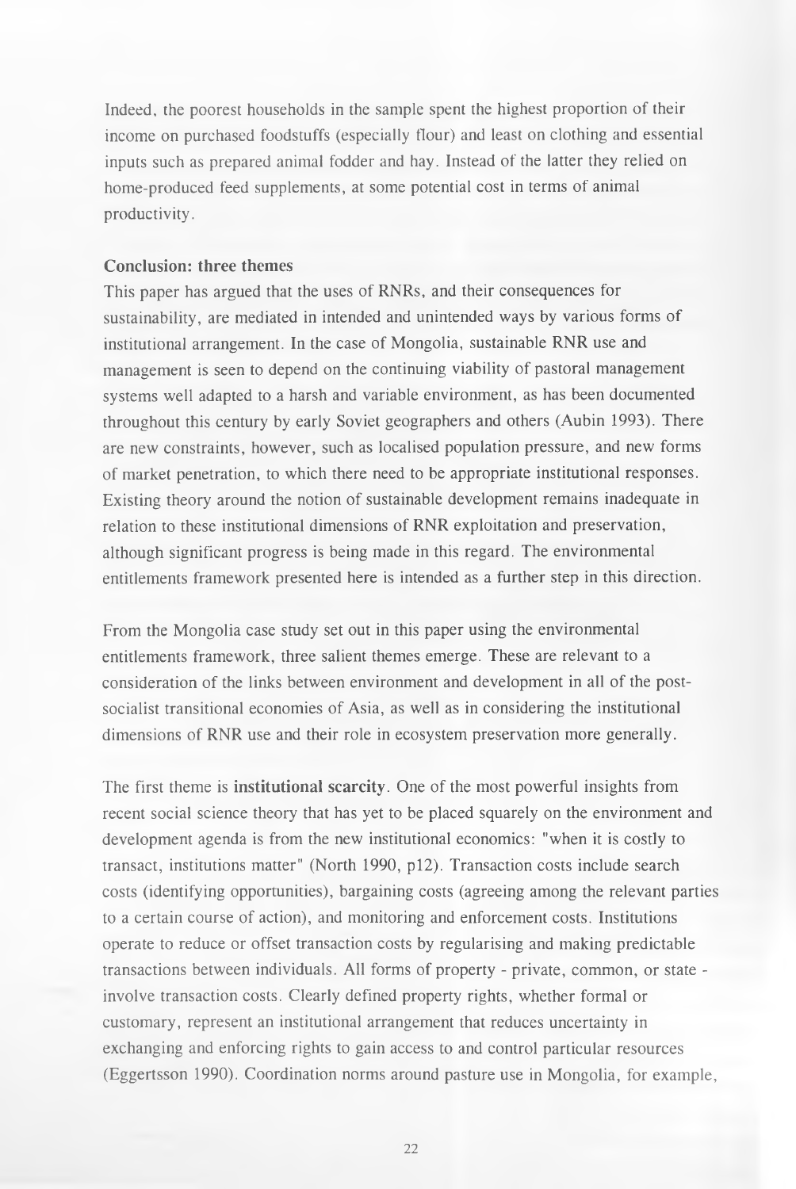Indeed, the poorest households in the sample spent the highest proportion of their income on purchased foodstuffs (especially flour) and least on clothing and essential inputs such as prepared animal fodder and hay. Instead of the latter they relied on home-produced feed supplements, at some potential cost in terms of animal productivity.

**Conclusion: three themes**

This paper has argued that the uses of RNRs, and their consequences for sustainability, are mediated in intended and unintended ways by various forms of institutional arrangement. In the case of Mongolia, sustainable RNR use and management is seen to depend on the continuing viability of pastoral management systems well adapted to a harsh and variable environment, as has been documented throughout this century by early Soviet geographers and others (Aubin 1993). There are new constraints, however, such as localised population pressure, and new forms of market penetration, to which there need to be appropriate institutional responses. Existing theory around the notion of sustainable development remains inadequate in relation to these institutional dimensions of RNR exploitation and preservation, although significant progress is being made in this regard. The environmental entitlements framework presented here is intended as a further step in this direction.

From the Mongolia case study set out in this paper using the environmental entitlements framework, three salient themes emerge. These are relevant to a consideration of the links between environment and development in all of the post-socialist transitional economies of Asia, as well as in considering the institutional dimensions of RNR use and their role in ecosystem preservation more generally.

The first theme is **institutional scarcity**. One of the most powerful insights from recent social science theory that has yet to be placed squarely on the environment and development agenda is from the new institutional economics: "when it is costly to transact, institutions matter" (North 1990, p12). Transaction costs include search costs (identifying opportunities), bargaining costs (agreeing among the relevant parties to a certain course of action), and monitoring and enforcement costs. Institutions operate to reduce or offset transaction costs by regularising and making predictable transactions between individuals. All forms of property - private, common, or state - involve transaction costs. Clearly defined property rights, whether formal or customary, represent an institutional arrangement that reduces uncertainty in exchanging and enforcing rights to gain access to and control particular resources (Eggertsson 1990). Coordination norms around pasture use in Mongolia, for example,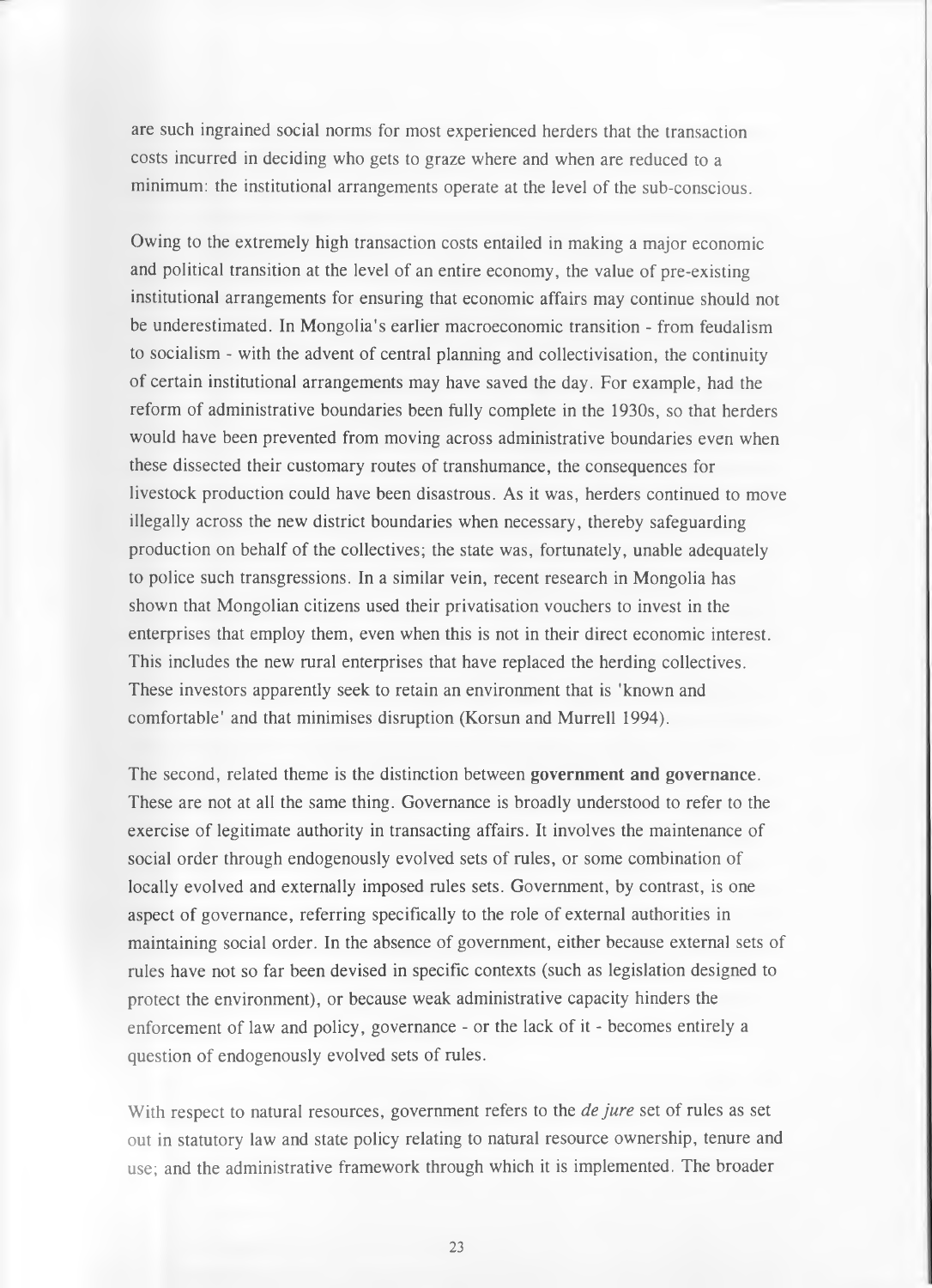are such ingrained social norms for most experienced herders that the transaction costs incurred in deciding who gets to graze where and when are reduced to a minimum: the institutional arrangements operate at the level of the sub-conscious.

Owing to the extremely high transaction costs entailed in making a major economic and political transition at the level of an entire economy, the value of pre-existing institutional arrangements for ensuring that economic affairs may continue should not be underestimated. In Mongolia's earlier macroeconomic transition - from feudalism to socialism - with the advent of central planning and collectivisation, the continuity of certain institutional arrangements may have saved the day. For example, had the reform of administrative boundaries been fully complete in the 1930s, so that herders would have been prevented from moving across administrative boundaries even when these dissected their customary routes of transhumance, the consequences for livestock production could have been disastrous. As it was, herders continued to move illegally across the new district boundaries when necessary, thereby safeguarding production on behalf of the collectives; the state was, fortunately, unable adequately to police such transgressions. In a similar vein, recent research in Mongolia has shown that Mongolian citizens used their privatisation vouchers to invest in the enterprises that employ them, even when this is not in their direct economic interest. This includes the new rural enterprises that have replaced the herding collectives. These investors apparently seek to retain an environment that is 'known and comfortable' and that minimises disruption (Korsun and Murrell 1994).

The second, related theme is the distinction between **government and governance**. These are not at all the same thing. Governance is broadly understood to refer to the exercise of legitimate authority in transacting affairs. It involves the maintenance of social order through endogenously evolved sets of rules, or some combination of locally evolved and externally imposed rules sets. Government, by contrast, is one aspect of governance, referring specifically to the role of external authorities in maintaining social order. In the absence of government, either because external sets of rules have not so far been devised in specific contexts (such as legislation designed to protect the environment), or because weak administrative capacity hinders the enforcement of law and policy, governance - or the lack of it - becomes entirely a question of endogenously evolved sets of rules.

With respect to natural resources, government refers to the *de jure* set of rules as set out in statutory law and state policy relating to natural resource ownership, tenure and use; and the administrative framework through which it is implemented. The broader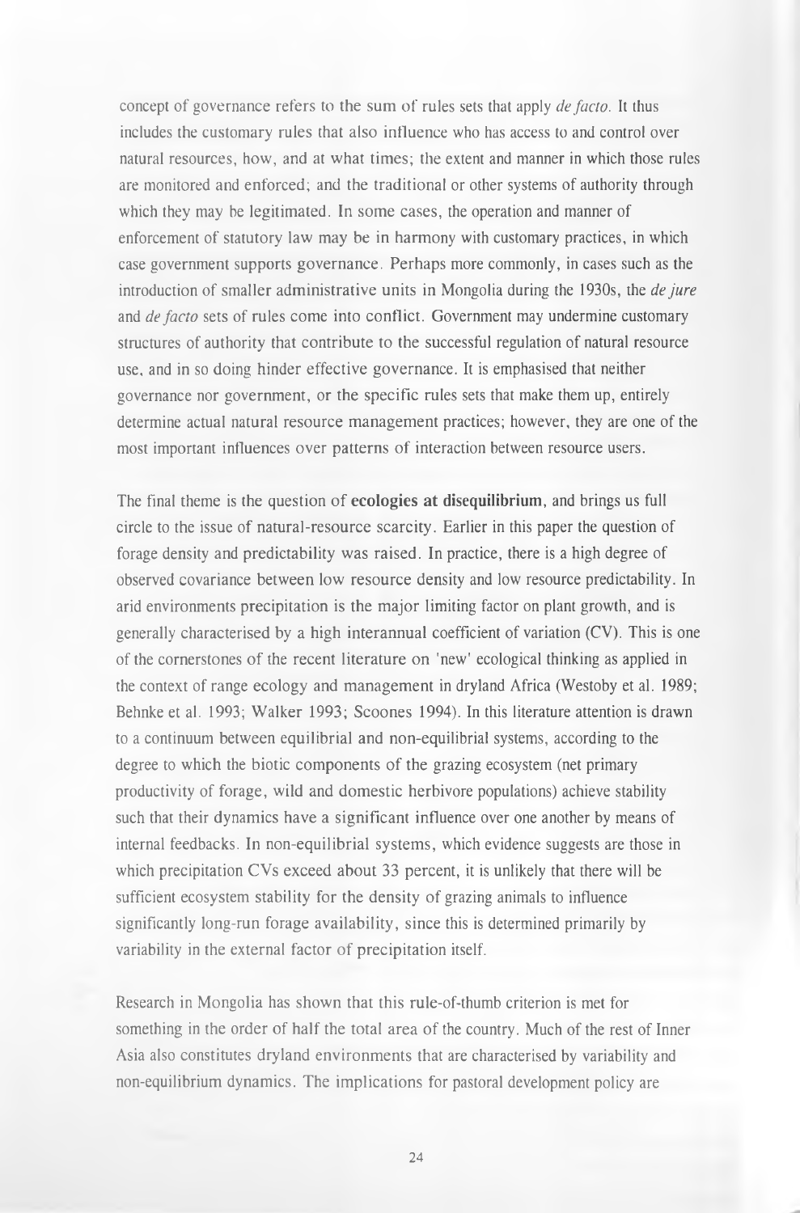concept of governance refers to the sum of rules sets that apply *de facto*. It thus includes the customary rules that also influence who has access to and control over natural resources, how, and at what times; the extent and manner in which those rules are monitored and enforced; and the traditional or other systems of authority through which they may be legitimated. In some cases, the operation and manner of enforcement of statutory law may be in harmony with customary practices, in which case government supports governance. Perhaps more commonly, in cases such as the introduction of smaller administrative units in Mongolia during the 1930s, the *de jure* and *de facto* sets of rules come into conflict. Government may undermine customary structures of authority that contribute to the successful regulation of natural resource use, and in so doing hinder effective governance. It is emphasised that neither governance nor government, or the specific rules sets that make them up, entirely determine actual natural resource management practices; however, they are one of the most important influences over patterns of interaction between resource users.

The final theme is the question of **ecologies at disequilibrium**, and brings us full circle to the issue of natural-resource scarcity. Earlier in this paper the question of forage density and predictability was raised. In practice, there is a high degree of observed covariance between low resource density and low resource predictability. In arid environments precipitation is the major limiting factor on plant growth, and is generally characterised by a high interannual coefficient of variation (CV). This is one of the cornerstones of the recent literature on 'new' ecological thinking as applied in the context of range ecology and management in dryland Africa (Westoby et al. 1989; Behnke et al. 1993; Walker 1993; Scoones 1994). In this literature attention is drawn to a continuum between equilibrial and non-equilibrial systems, according to the degree to which the biotic components of the grazing ecosystem (net primary productivity of forage, wild and domestic herbivore populations) achieve stability such that their dynamics have a significant influence over one another by means of internal feedbacks. In non-equilibrial systems, which evidence suggests are those in which precipitation CVs exceed about 33 percent, it is unlikely that there will be sufficient ecosystem stability for the density of grazing animals to influence significantly long-run forage availability, since this is determined primarily by variability in the external factor of precipitation itself.

Research in Mongolia has shown that this rule-of-thumb criterion is met for something in the order of half the total area of the country. Much of the rest of Inner Asia also constitutes dryland environments that are characterised by variability and non-equilibrium dynamics. The implications for pastoral development policy are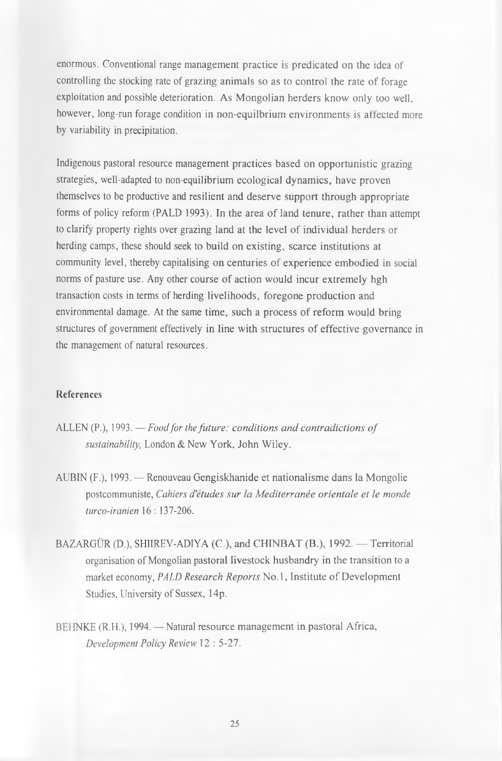enormous. Conventional range management practice is predicated on the idea of controlling the stocking rate of grazing animals so as to control the rate of forage exploitation and possible deterioration. As Mongolian herders know only too well, however, long-run forage condition in non-equilbrium environments is affected more by variability in precipitation.

Indigenous pastoral resource management practices based on opportunistic grazing strategies, well-adapted to non-equilibrium ecological dynamics, have proven themselves to be productive and resilient and deserve support through appropriate forms of policy reform (PALD 1993). In the area of land tenure, rather than attempt to clarify property rights over grazing land at the level of individual herders or herding camps, these should seek to build on existing, scarce institutions at community level, thereby capitalising on centuries of experience embodied in social norms of pasture use. Any other course of action would incur extremely hgh transaction costs in terms of herding livelihoods, foregone production and environmental damage. At the same time, such a process of reform would bring structures of government effectively in line with structures of effective governance in the management of natural resources.

### References

ALLEN (P.), 1993. — *Food for the future: conditions and contradictions of sustainability,* London & New York, John Wiley.

AUBIN (F.), 1993. — Renouveau Gengiskhanide et nationalisme dans la Mongolie postcommuniste, *Cahiers d'études sur la Mediterranée orientale et le monde turco-iranien* 16 : 137-206.

BAZARGÜR (D.), SHIIREV-ADIYA (C.), and CHINBAT (B.), 1992. — Territorial organisation of Mongolian pastoral livestock husbandry in the transition to a market economy, *PALD Research Reports* No.1, Institute of Development Studies, University of Sussex, 14p.

BEHNKE (R.H.), 1994. — Natural resource management in pastoral Africa, *Development Policy Review* 12 : 5-27.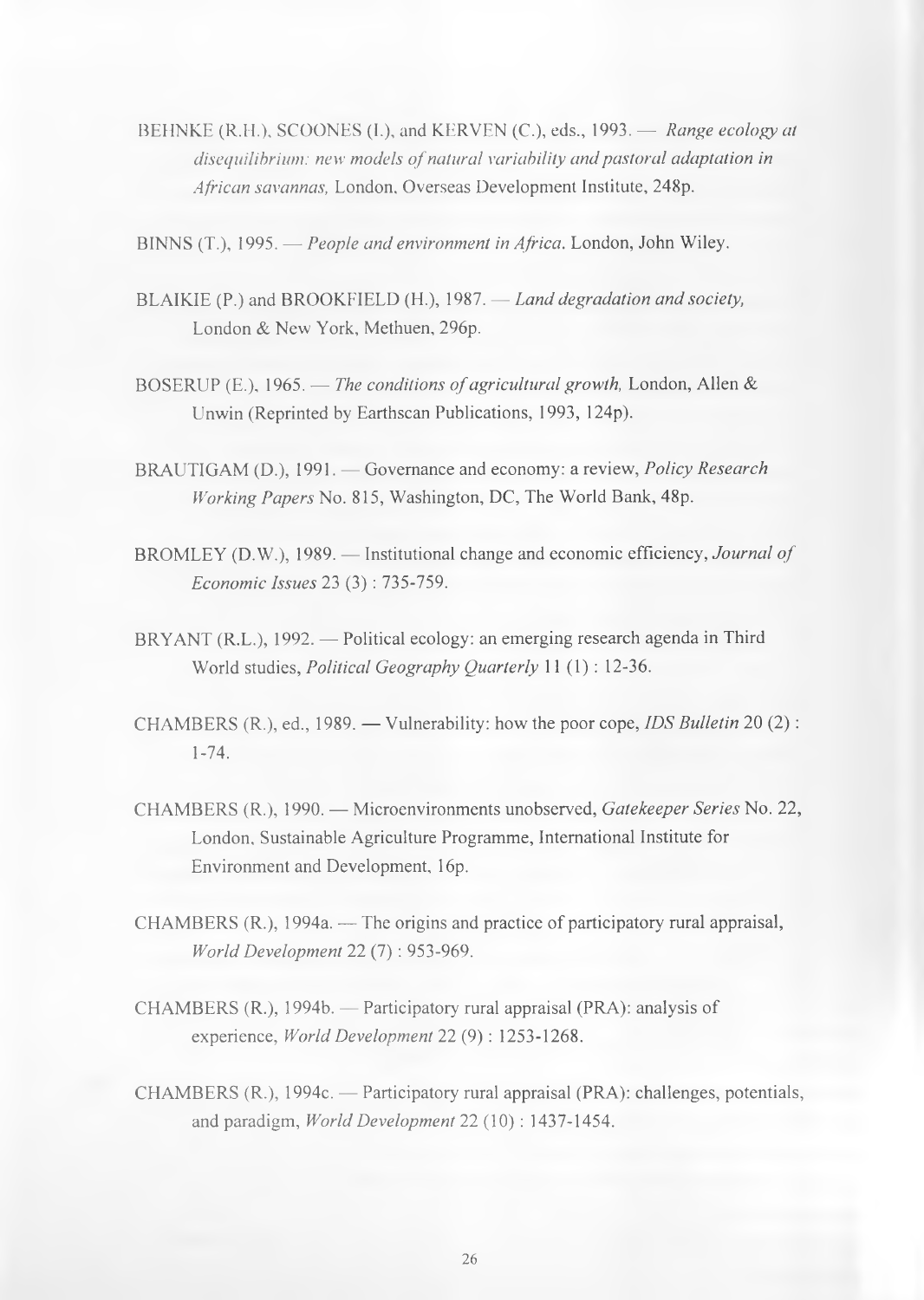BEHNKE (R.H.), SCOONES (I.), and KERVEN (C.), eds., 1993. — *Range ecology at disequilibrium: new models of natural variability and pastoral adaptation in African savannas,* London, Overseas Development Institute, 248p.

BINNS (T.), 1995. — *People and environment in Africa.* London, John Wiley.

BLAIKIE (P.) and BROOKFIELD (H.), 1987. — *Land degradation and society,* London & New York, Methuen, 296p.

BOSERUP (E.), 1965. — *The conditions of agricultural growth,* London, Allen & Unwin (Reprinted by Earthscan Publications, 1993, 124p).

BRAUTIGAM (D.), 1991. — Governance and economy: a review, *Policy Research Working Papers* No. 815, Washington, DC, The World Bank, 48p.

BROMLEY (D.W.), 1989. — Institutional change and economic efficiency, *Journal of Economic Issues* 23 (3) : 735-759.

BRYANT (R.L.), 1992. — Political ecology: an emerging research agenda in Third World studies, *Political Geography Quarterly* 11 (1) : 12-36.

CHAMBERS (R.), ed., 1989. — Vulnerability: how the poor cope, *IDS Bulletin* 20 (2) : 1-74.

CHAMBERS (R.), 1990. — Microenvironments unobserved, *Gatekeeper Series* No. 22, London, Sustainable Agriculture Programme, International Institute for Environment and Development, 16p.

CHAMBERS (R.), 1994a. — The origins and practice of participatory rural appraisal, *World Development* 22 (7) : 953-969.

CHAMBERS (R.), 1994b. — Participatory rural appraisal (PRA): analysis of experience, *World Development* 22 (9) : 1253-1268.

CHAMBERS (R.), 1994c. — Participatory rural appraisal (PRA): challenges, potentials, and paradigm, *World Development* 22 (10) : 1437-1454.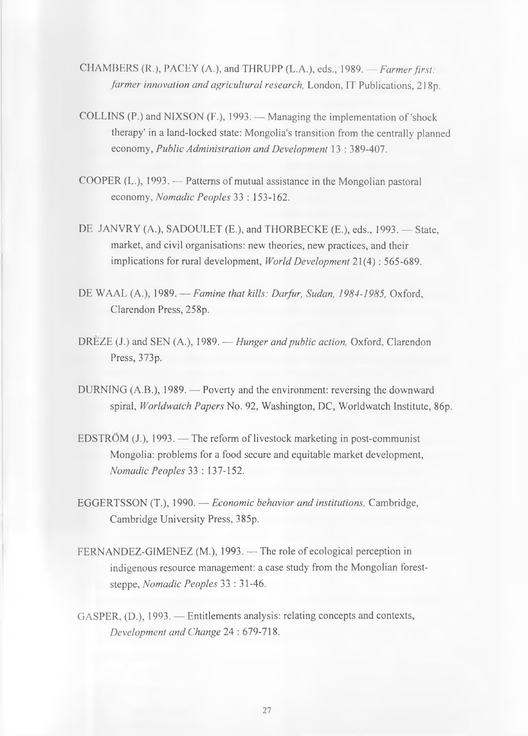CHAMBERS (R.), PACEY (A.), and THRUPP (L.A.), eds., 1989. — *Farmer first: farmer innovation and agricultural research,* London, IT Publications, 218p.

COLLINS (P.) and NIXSON (F.), 1993. — Managing the implementation of 'shock therapy' in a land-locked state: Mongolia's transition from the centrally planned economy, *Public Administration and Development* 13 : 389-407.

COOPER (L.), 1993. — Patterns of mutual assistance in the Mongolian pastoral economy, *Nomadic Peoples* 33 : 153-162.

DE JANVRY (A.), SADOULET (E.), and THORBECKE (E.), eds., 1993. — State, market, and civil organisations: new theories, new practices, and their implications for rural development, *World Development* 21(4) : 565-689.

DE WAAL (A.), 1989. — *Famine that kills: Darfur, Sudan, 1984-1985,* Oxford, Clarendon Press, 258p.

DRÈZE (J.) and SEN (A.), 1989. — *Hunger and public action,* Oxford, Clarendon Press, 373p.

DURNING (A.B.), 1989. — Poverty and the environment: reversing the downward spiral, *Worldwatch Papers* No. 92, Washington, DC, Worldwatch Institute, 86p.

EDSTRÖM (J.), 1993. — The reform of livestock marketing in post-communist Mongolia: problems for a food secure and equitable market development, *Nomadic Peoples* 33 : 137-152.

EGGERTSSON (T.), 1990. — *Economic behavior and institutions,* Cambridge, Cambridge University Press, 385p.

FERNANDEZ-GIMENEZ (M.), 1993. — The role of ecological perception in indigenous resource management: a case study from the Mongolian forest-steppe, *Nomadic Peoples* 33 : 31-46.

GASPER, (D.), 1993. — Entitlements analysis: relating concepts and contexts, *Development and Change* 24 : 679-718.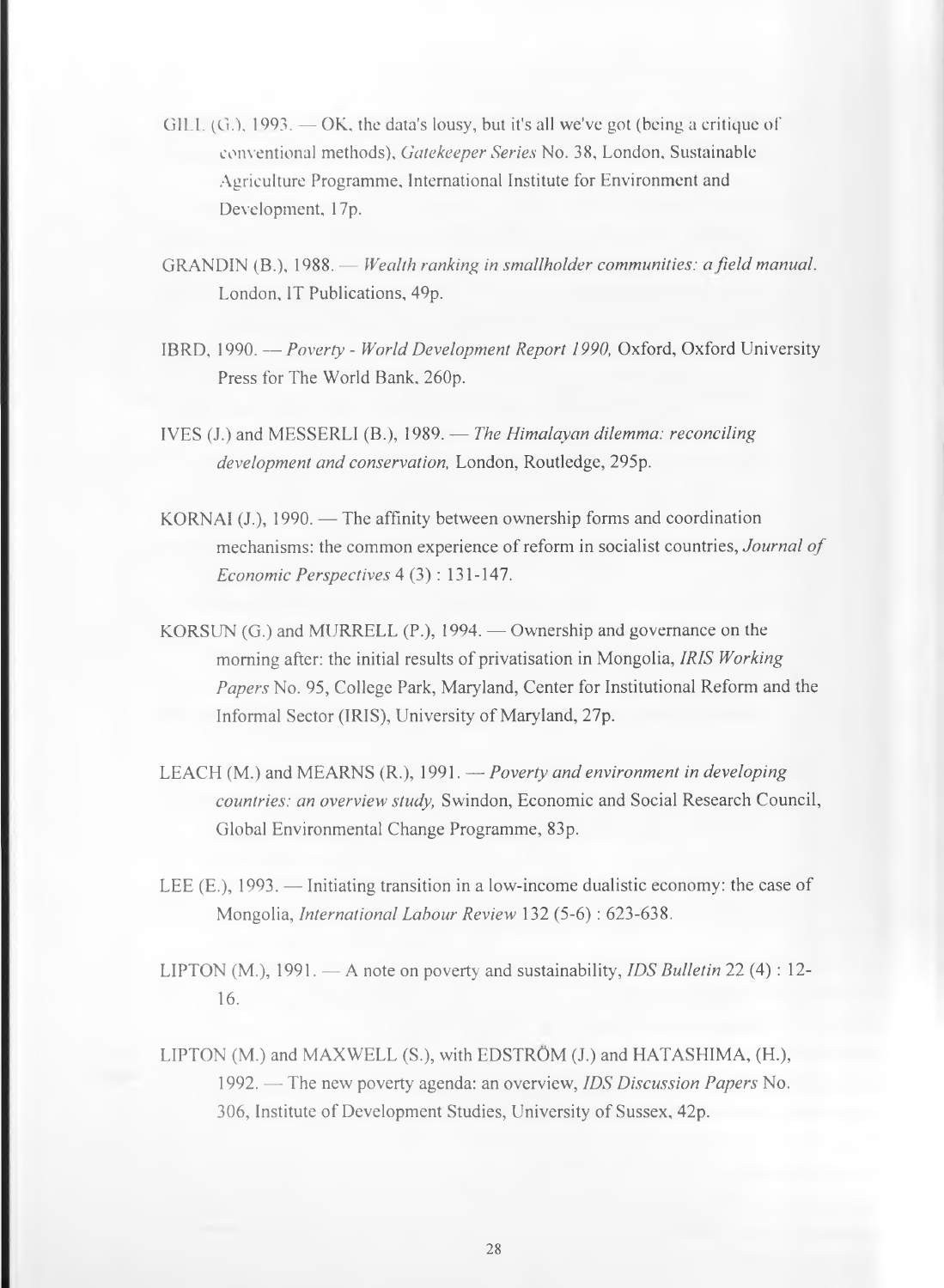GILL (G.), 1993. — OK, the data's lousy, but it's all we've got (being a critique of conventional methods), *Gatekeeper Series* No. 38, London, Sustainable Agriculture Programme, International Institute for Environment and Development, 17p.

GRANDIN (B.), 1988. — *Wealth ranking in smallholder communities: a field manual.* London, IT Publications, 49p.

IBRD, 1990. — *Poverty - World Development Report 1990,* Oxford, Oxford University Press for The World Bank, 260p.

IVES (J.) and MESSERLI (B.), 1989. — *The Himalayan dilemma: reconciling development and conservation,* London, Routledge, 295p.

KORNAI (J.), 1990. — The affinity between ownership forms and coordination mechanisms: the common experience of reform in socialist countries, *Journal of Economic Perspectives* 4 (3) : 131-147.

KORSUN (G.) and MURRELL (P.), 1994. — Ownership and governance on the morning after: the initial results of privatisation in Mongolia, *IRIS Working Papers* No. 95, College Park, Maryland, Center for Institutional Reform and the Informal Sector (IRIS), University of Maryland, 27p.

LEACH (M.) and MEARNS (R.), 1991. — *Poverty and environment in developing countries: an overview study,* Swindon, Economic and Social Research Council, Global Environmental Change Programme, 83p.

LEE (E.), 1993. — Initiating transition in a low-income dualistic economy: the case of Mongolia, *International Labour Review* 132 (5-6) : 623-638.

LIPTON (M.), 1991. — A note on poverty and sustainability, *IDS Bulletin* 22 (4) : 12-16.

LIPTON (M.) and MAXWELL (S.), with EDSTRÖM (J.) and HATASHIMA, (H.), 1992. — The new poverty agenda: an overview, *IDS Discussion Papers* No. 306, Institute of Development Studies, University of Sussex, 42p.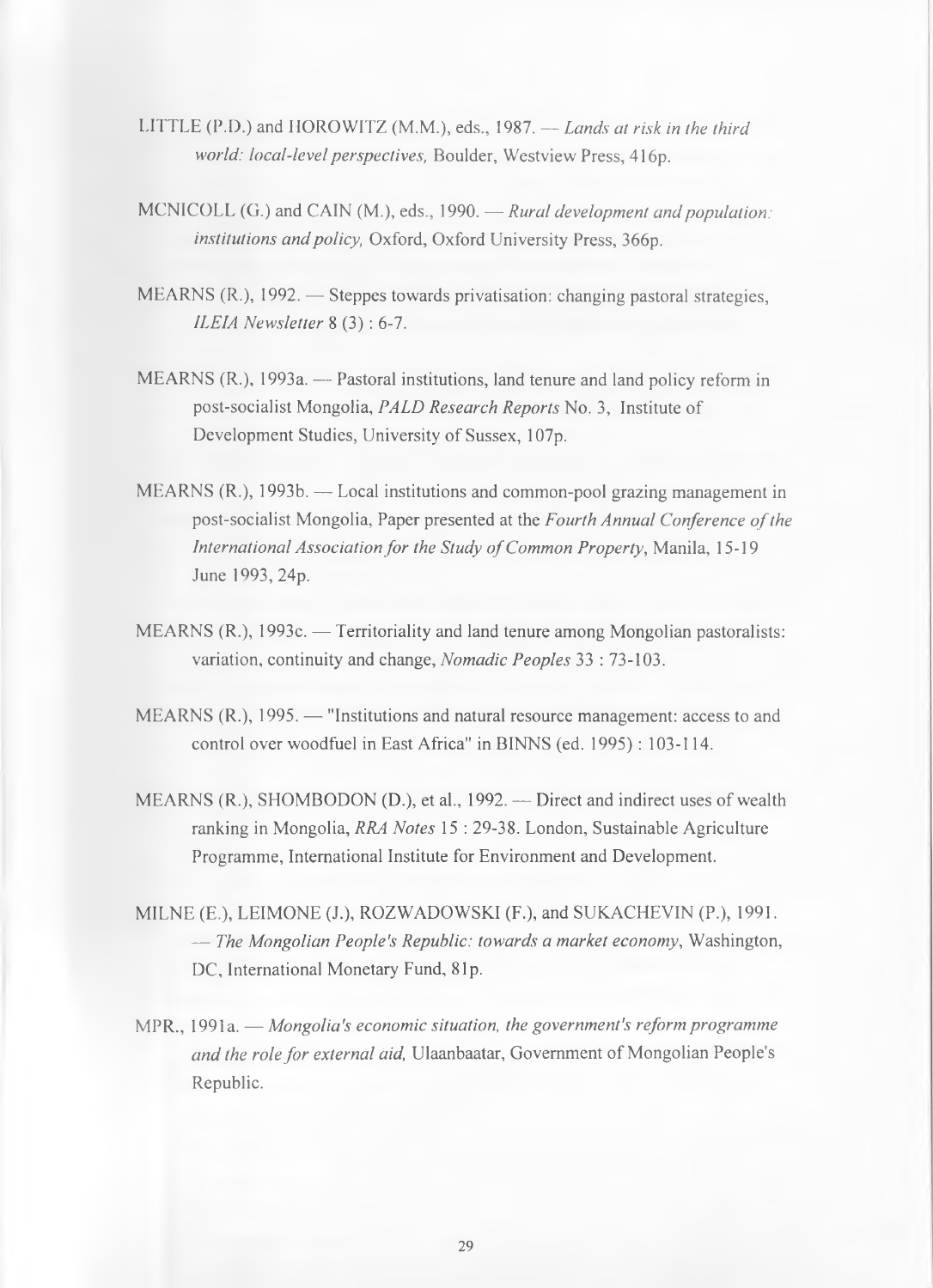LITTLE (P.D.) and HOROWITZ (M.M.), eds., 1987. — *Lands at risk in the third world: local-level perspectives,* Boulder, Westview Press, 416p.

MCNICOLL (G.) and CAIN (M.), eds., 1990. — *Rural development and population: institutions and policy,* Oxford, Oxford University Press, 366p.

MEARNS (R.), 1992. — Steppes towards privatisation: changing pastoral strategies, *ILEIA Newsletter* 8 (3) : 6-7.

MEARNS (R.), 1993a. — Pastoral institutions, land tenure and land policy reform in post-socialist Mongolia, *PALD Research Reports* No. 3, Institute of Development Studies, University of Sussex, 107p.

MEARNS (R.), 1993b. — Local institutions and common-pool grazing management in post-socialist Mongolia, Paper presented at the *Fourth Annual Conference of the International Association for the Study of Common Property*, Manila, 15-19 June 1993, 24p.

MEARNS (R.), 1993c. — Territoriality and land tenure among Mongolian pastoralists: variation, continuity and change, *Nomadic Peoples* 33 : 73-103.

MEARNS (R.), 1995. — "Institutions and natural resource management: access to and control over woodfuel in East Africa" in BINNS (ed. 1995) : 103-114.

MEARNS (R.), SHOMBODON (D.), et al., 1992. — Direct and indirect uses of wealth ranking in Mongolia, *RRA Notes* 15 : 29-38. London, Sustainable Agriculture Programme, International Institute for Environment and Development.

MILNE (E.), LEIMONE (J.), ROZWADOWSKI (F.), and SUKACHEVIN (P.), 1991. — *The Mongolian People's Republic: towards a market economy*, Washington, DC, International Monetary Fund, 81p.

MPR., 1991a. — *Mongolia's economic situation, the government's reform programme and the role for external aid,* Ulaanbaatar, Government of Mongolian People's Republic.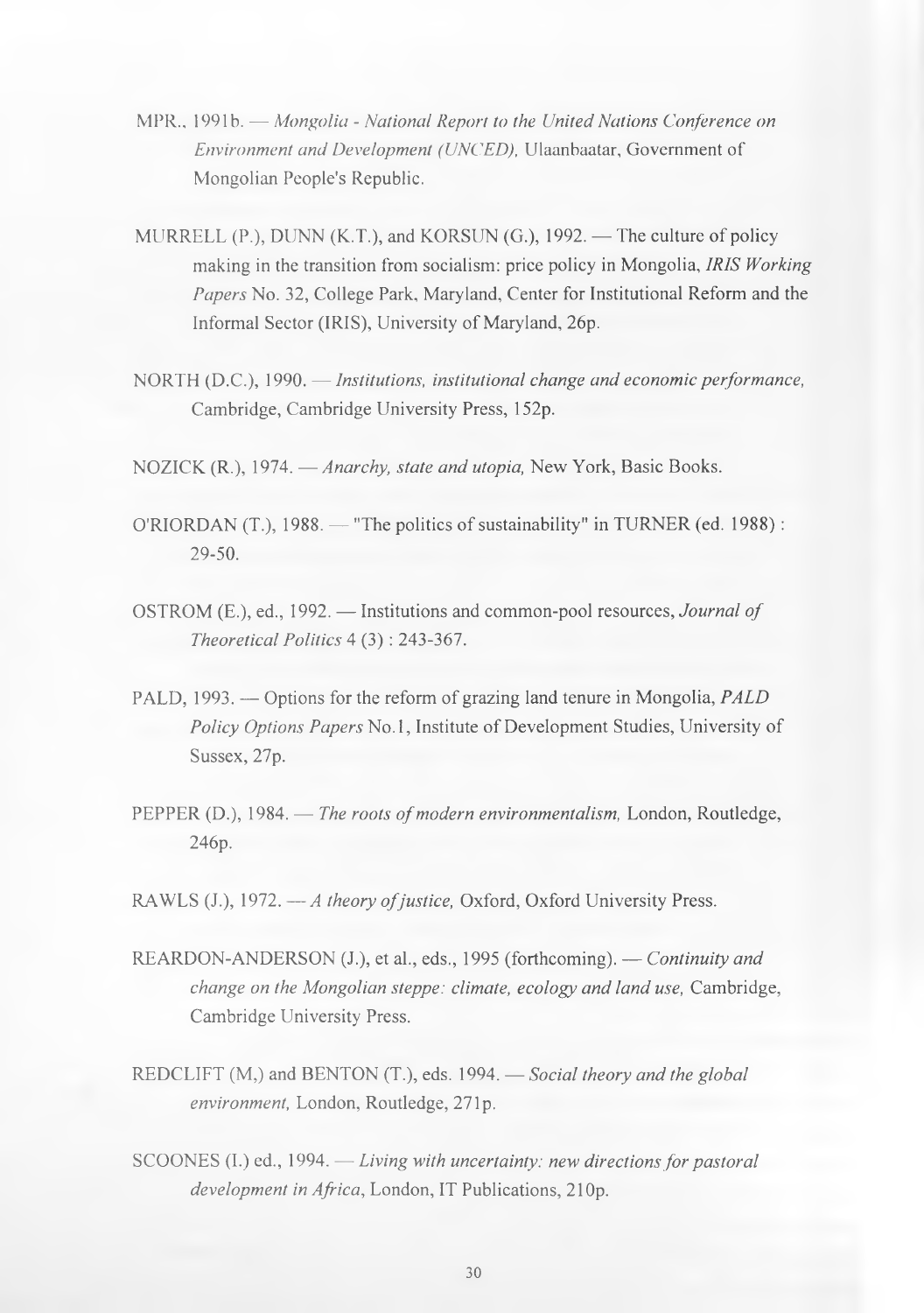MPR., 1991b. — *Mongolia - National Report to the United Nations Conference on Environment and Development (UNCED),* Ulaanbaatar, Government of Mongolian People's Republic.

MURRELL (P.), DUNN (K.T.), and KORSUN (G.), 1992. — The culture of policy making in the transition from socialism: price policy in Mongolia, *IRIS Working Papers* No. 32, College Park, Maryland, Center for Institutional Reform and the Informal Sector (IRIS), University of Maryland, 26p.

NORTH (D.C.), 1990. — *Institutions, institutional change and economic performance,* Cambridge, Cambridge University Press, 152p.

NOZICK (R.), 1974. — *Anarchy, state and utopia,* New York, Basic Books.

O'RIORDAN (T.), 1988. — "The politics of sustainability" in TURNER (ed. 1988) : 29-50.

OSTROM (E.), ed., 1992. — Institutions and common-pool resources, *Journal of Theoretical Politics* 4 (3) : 243-367.

PALD, 1993. — Options for the reform of grazing land tenure in Mongolia, *PALD Policy Options Papers* No.1, Institute of Development Studies, University of Sussex, 27p.

PEPPER (D.), 1984. — *The roots of modern environmentalism,* London, Routledge, 246p.

RAWLS (J.), 1972. — *A theory of justice,* Oxford, Oxford University Press.

REARDON-ANDERSON (J.), et al., eds., 1995 (forthcoming). — *Continuity and change on the Mongolian steppe: climate, ecology and land use,* Cambridge, Cambridge University Press.

REDCLIFT (M,) and BENTON (T.), eds. 1994. — *Social theory and the global environment,* London, Routledge, 271p.

SCOONES (I.) ed., 1994. — *Living with uncertainty: new directions for pastoral development in Africa*, London, IT Publications, 210p.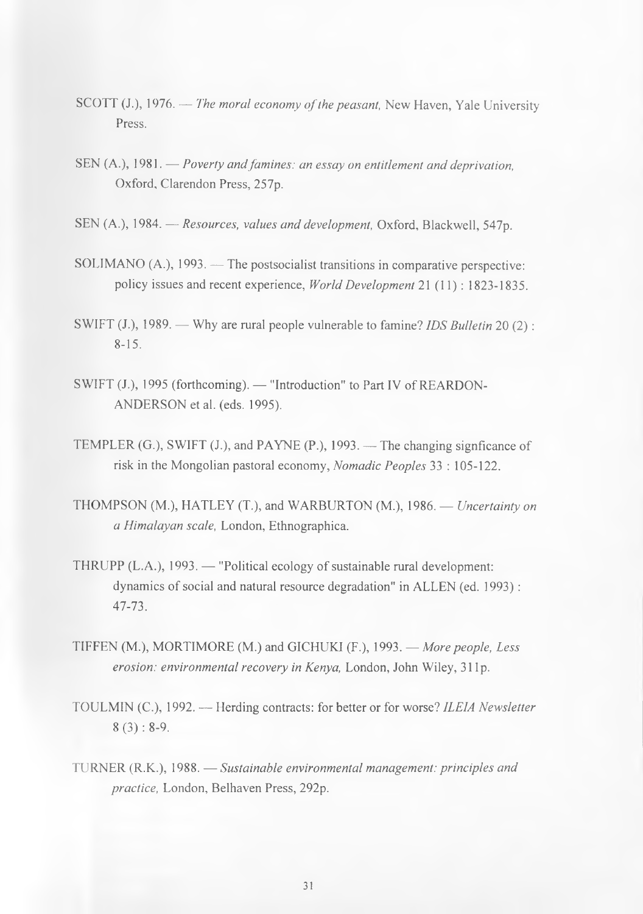SCOTT (J.), 1976. — *The moral economy of the peasant,* New Haven, Yale University Press.

SEN (A.), 1981. — *Poverty and famines: an essay on entitlement and deprivation,* Oxford, Clarendon Press, 257p.

SEN (A.), 1984. — *Resources, values and development,* Oxford, Blackwell, 547p.

SOLIMANO (A.), 1993. — The postsocialist transitions in comparative perspective: policy issues and recent experience, *World Development* 21 (11) : 1823-1835.

SWIFT (J.), 1989. — Why are rural people vulnerable to famine? *IDS Bulletin* 20 (2) : 8-15.

SWIFT (J.), 1995 (forthcoming). — "Introduction" to Part IV of REARDON-ANDERSON et al. (eds. 1995).

TEMPLER (G.), SWIFT (J.), and PAYNE (P.), 1993. — The changing signficance of risk in the Mongolian pastoral economy, *Nomadic Peoples* 33 : 105-122.

THOMPSON (M.), HATLEY (T.), and WARBURTON (M.), 1986. — *Uncertainty on a Himalayan scale,* London, Ethnographica.

THRUPP (L.A.), 1993. — "Political ecology of sustainable rural development: dynamics of social and natural resource degradation" in ALLEN (ed. 1993) : 47-73.

TIFFEN (M.), MORTIMORE (M.) and GICHUKI (F.), 1993. — *More people, Less erosion: environmental recovery in Kenya,* London, John Wiley, 311p.

TOULMIN (C.), 1992. — Herding contracts: for better or for worse? *ILEIA Newsletter* 8 (3) : 8-9.

TURNER (R.K.), 1988. — *Sustainable environmental management: principles and practice,* London, Belhaven Press, 292p.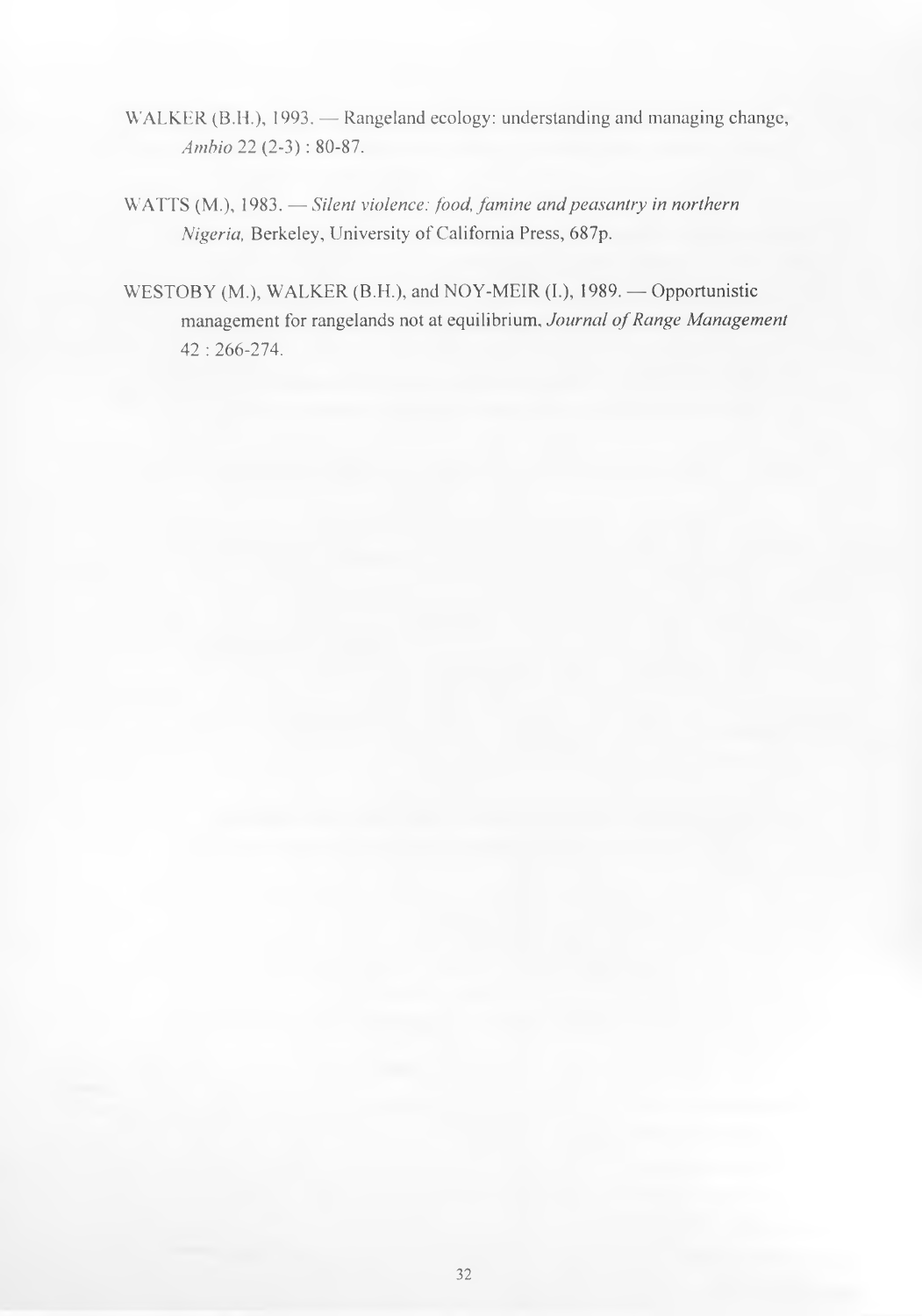WALKER (B.H.), 1993. — Rangeland ecology: understanding and managing change, *Ambio* 22 (2-3) : 80-87.

WATTS (M.), 1983. — *Silent violence: food, famine and peasantry in northern Nigeria,* Berkeley, University of California Press, 687p.

WESTOBY (M.), WALKER (B.H.), and NOY-MEIR (I.), 1989. — Opportunistic management for rangelands not at equilibrium, *Journal of Range Management* 42 : 266-274.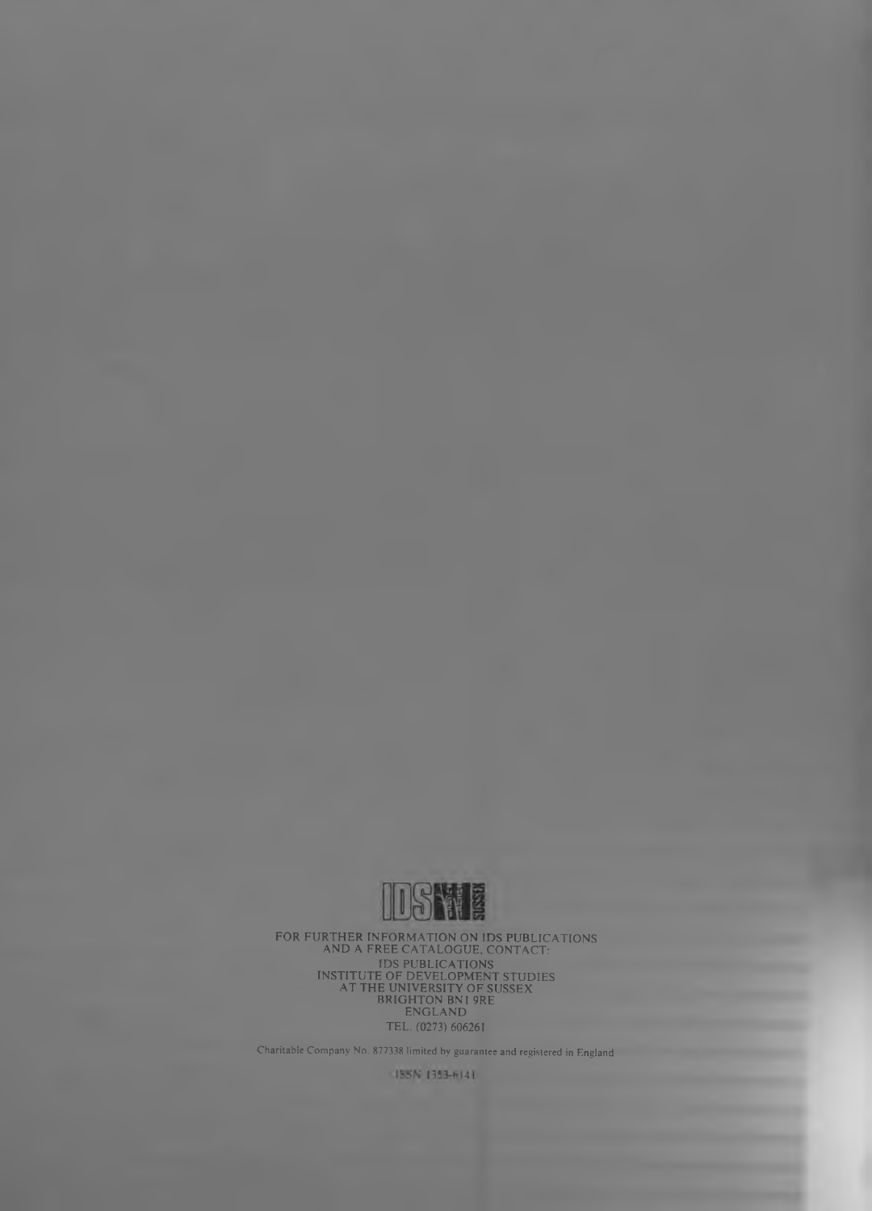FOR FURTHER INFORMATION ON IDS PUBLICATIONS
AND A FREE CATALOGUE, CONTACT:
IDS PUBLICATIONS
INSTITUTE OF DEVELOPMENT STUDIES
AT THE UNIVERSITY OF SUSSEX
BRIGHTON BN1 9RE
ENGLAND
TEL. (0273) 606261

Charitable Company No. 877338 limited by guarantee and registered in England

ISSN 1353-6141